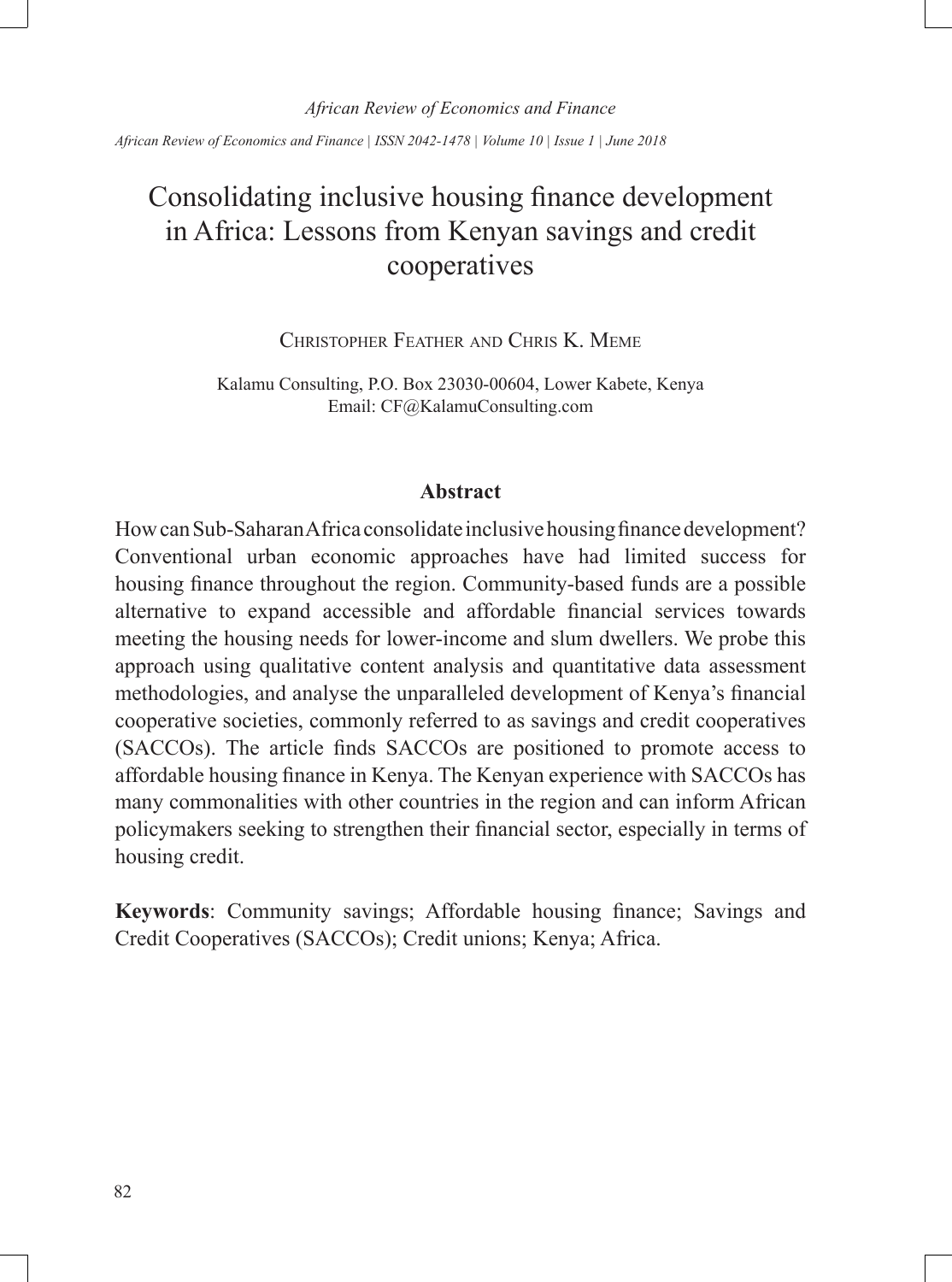# Consolidating inclusive housing finance development in Africa: Lessons from Kenyan savings and credit cooperatives

Christopher Feather and Chris K. Meme

Kalamu Consulting, P.O. Box 23030-00604, Lower Kabete, Kenya
Email: CF@KalamuConsulting.com

## Abstract

How can Sub-Saharan Africa consolidate inclusive housing finance development? Conventional urban economic approaches have had limited success for housing finance throughout the region. Community-based funds are a possible alternative to expand accessible and affordable financial services towards meeting the housing needs for lower-income and slum dwellers. We probe this approach using qualitative content analysis and quantitative data assessment methodologies, and analyse the unparalleled development of Kenya's financial cooperative societies, commonly referred to as savings and credit cooperatives (SACCOs). The article finds SACCOs are positioned to promote access to affordable housing finance in Kenya. The Kenyan experience with SACCOs has many commonalities with other countries in the region and can inform African policymakers seeking to strengthen their financial sector, especially in terms of housing credit.

**Keywords**: Community savings; Affordable housing finance; Savings and Credit Cooperatives (SACCOs); Credit unions; Kenya; Africa.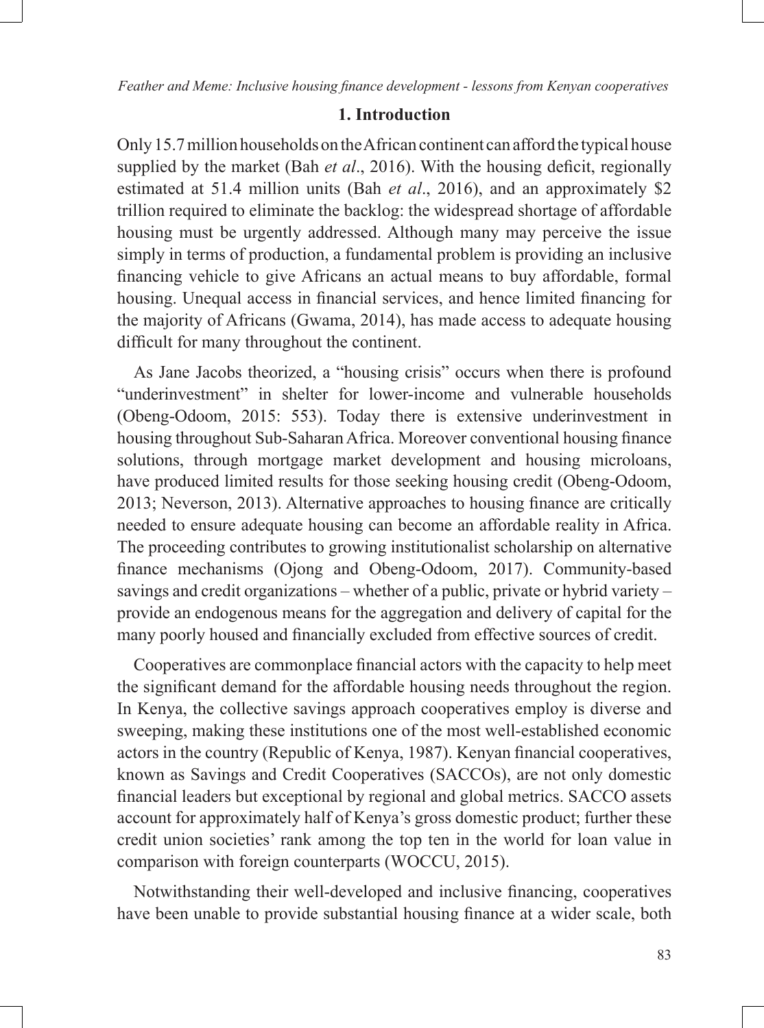## 1. Introduction

Only 15.7 million households on the African continent can afford the typical house supplied by the market (Bah *et al*., 2016). With the housing deficit, regionally estimated at 51.4 million units (Bah *et al*., 2016), and an approximately $2 trillion required to eliminate the backlog: the widespread shortage of affordable housing must be urgently addressed. Although many may perceive the issue simply in terms of production, a fundamental problem is providing an inclusive financing vehicle to give Africans an actual means to buy affordable, formal housing. Unequal access in financial services, and hence limited financing for the majority of Africans (Gwama, 2014), has made access to adequate housing difficult for many throughout the continent.

As Jane Jacobs theorized, a "housing crisis" occurs when there is profound "underinvestment" in shelter for lower-income and vulnerable households (Obeng-Odoom, 2015: 553). Today there is extensive underinvestment in housing throughout Sub-Saharan Africa. Moreover conventional housing finance solutions, through mortgage market development and housing microloans, have produced limited results for those seeking housing credit (Obeng-Odoom, 2013; Neverson, 2013). Alternative approaches to housing finance are critically needed to ensure adequate housing can become an affordable reality in Africa. The proceeding contributes to growing institutionalist scholarship on alternative finance mechanisms (Ojong and Obeng-Odoom, 2017). Community-based savings and credit organizations – whether of a public, private or hybrid variety – provide an endogenous means for the aggregation and delivery of capital for the many poorly housed and financially excluded from effective sources of credit.

Cooperatives are commonplace financial actors with the capacity to help meet the significant demand for the affordable housing needs throughout the region. In Kenya, the collective savings approach cooperatives employ is diverse and sweeping, making these institutions one of the most well-established economic actors in the country (Republic of Kenya, 1987). Kenyan financial cooperatives, known as Savings and Credit Cooperatives (SACCOs), are not only domestic financial leaders but exceptional by regional and global metrics. SACCO assets account for approximately half of Kenya's gross domestic product; further these credit union societies' rank among the top ten in the world for loan value in comparison with foreign counterparts (WOCCU, 2015).

Notwithstanding their well-developed and inclusive financing, cooperatives have been unable to provide substantial housing finance at a wider scale, both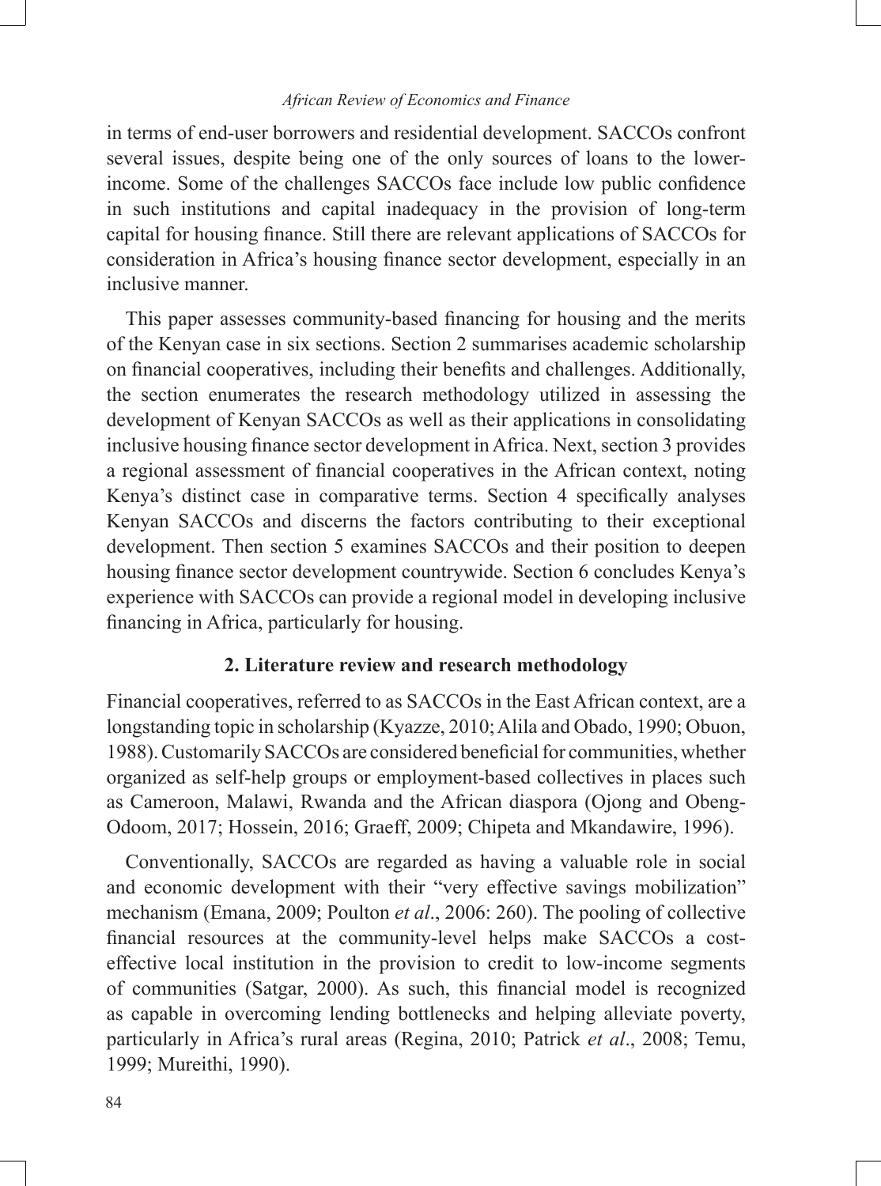in terms of end-user borrowers and residential development. SACCOs confront several issues, despite being one of the only sources of loans to the lower-income. Some of the challenges SACCOs face include low public confidence in such institutions and capital inadequacy in the provision of long-term capital for housing finance. Still there are relevant applications of SACCOs for consideration in Africa's housing finance sector development, especially in an inclusive manner.

This paper assesses community-based financing for housing and the merits of the Kenyan case in six sections. Section 2 summarises academic scholarship on financial cooperatives, including their benefits and challenges. Additionally, the section enumerates the research methodology utilized in assessing the development of Kenyan SACCOs as well as their applications in consolidating inclusive housing finance sector development in Africa. Next, section 3 provides a regional assessment of financial cooperatives in the African context, noting Kenya's distinct case in comparative terms. Section 4 specifically analyses Kenyan SACCOs and discerns the factors contributing to their exceptional development. Then section 5 examines SACCOs and their position to deepen housing finance sector development countrywide. Section 6 concludes Kenya's experience with SACCOs can provide a regional model in developing inclusive financing in Africa, particularly for housing.

## 2. Literature review and research methodology

Financial cooperatives, referred to as SACCOs in the East African context, are a longstanding topic in scholarship (Kyazze, 2010; Alila and Obado, 1990; Obuon, 1988). Customarily SACCOs are considered beneficial for communities, whether organized as self-help groups or employment-based collectives in places such as Cameroon, Malawi, Rwanda and the African diaspora (Ojong and Obeng-Odoom, 2017; Hossein, 2016; Graeff, 2009; Chipeta and Mkandawire, 1996).

Conventionally, SACCOs are regarded as having a valuable role in social and economic development with their "very effective savings mobilization" mechanism (Emana, 2009; Poulton *et al*., 2006: 260). The pooling of collective financial resources at the community-level helps make SACCOs a cost-effective local institution in the provision to credit to low-income segments of communities (Satgar, 2000). As such, this financial model is recognized as capable in overcoming lending bottlenecks and helping alleviate poverty, particularly in Africa's rural areas (Regina, 2010; Patrick *et al*., 2008; Temu, 1999; Mureithi, 1990).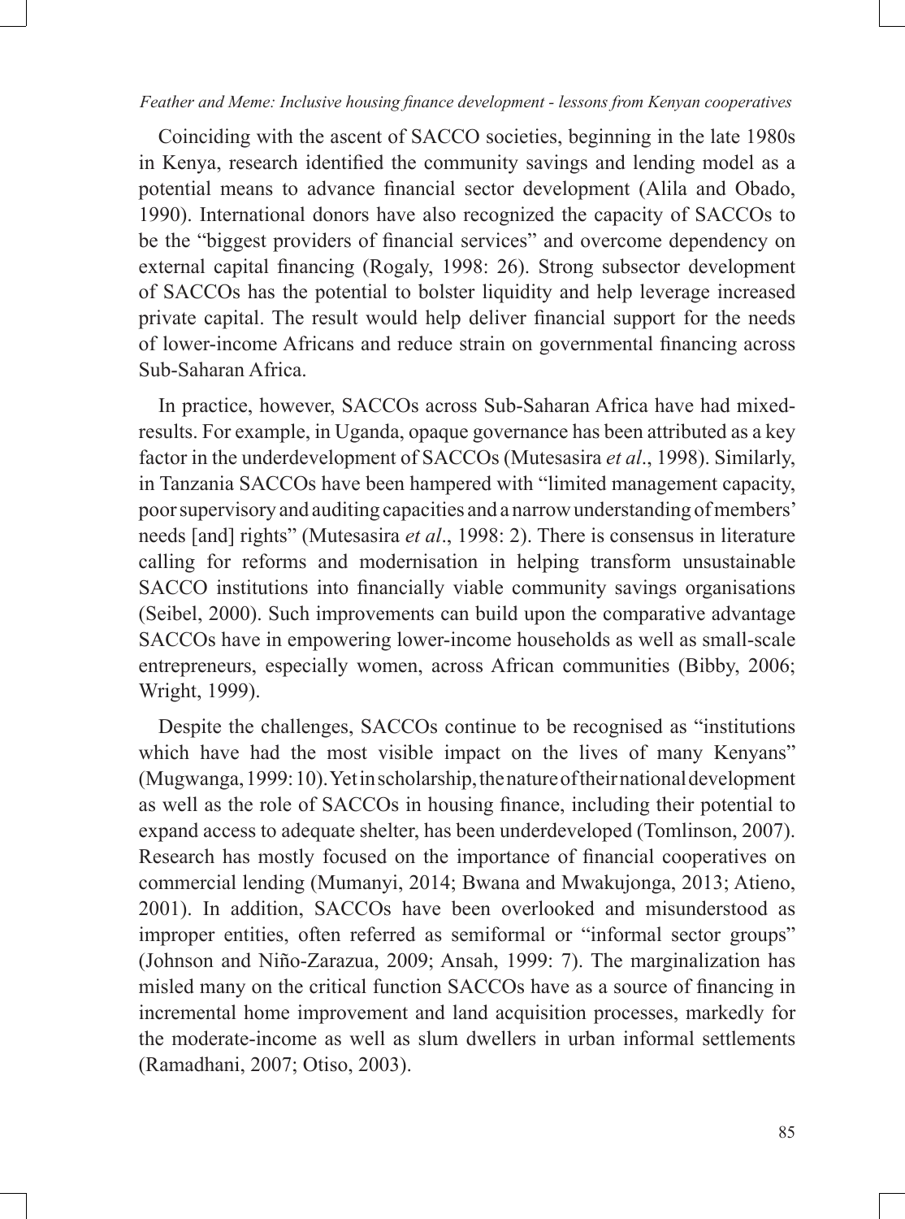Coinciding with the ascent of SACCO societies, beginning in the late 1980s in Kenya, research identified the community savings and lending model as a potential means to advance financial sector development (Alila and Obado, 1990). International donors have also recognized the capacity of SACCOs to be the "biggest providers of financial services" and overcome dependency on external capital financing (Rogaly, 1998: 26). Strong subsector development of SACCOs has the potential to bolster liquidity and help leverage increased private capital. The result would help deliver financial support for the needs of lower-income Africans and reduce strain on governmental financing across Sub-Saharan Africa.

In practice, however, SACCOs across Sub-Saharan Africa have had mixed-results. For example, in Uganda, opaque governance has been attributed as a key factor in the underdevelopment of SACCOs (Mutesasira *et al*., 1998). Similarly, in Tanzania SACCOs have been hampered with "limited management capacity, poor supervisory and auditing capacities and a narrow understanding of members' needs [and] rights" (Mutesasira *et al*., 1998: 2). There is consensus in literature calling for reforms and modernisation in helping transform unsustainable SACCO institutions into financially viable community savings organisations (Seibel, 2000). Such improvements can build upon the comparative advantage SACCOs have in empowering lower-income households as well as small-scale entrepreneurs, especially women, across African communities (Bibby, 2006; Wright, 1999).

Despite the challenges, SACCOs continue to be recognised as "institutions which have had the most visible impact on the lives of many Kenyans" (Mugwanga, 1999: 10). Yet in scholarship, the nature of their national development as well as the role of SACCOs in housing finance, including their potential to expand access to adequate shelter, has been underdeveloped (Tomlinson, 2007). Research has mostly focused on the importance of financial cooperatives on commercial lending (Mumanyi, 2014; Bwana and Mwakujonga, 2013; Atieno, 2001). In addition, SACCOs have been overlooked and misunderstood as improper entities, often referred as semiformal or "informal sector groups" (Johnson and Niño-Zarazua, 2009; Ansah, 1999: 7). The marginalization has misled many on the critical function SACCOs have as a source of financing in incremental home improvement and land acquisition processes, markedly for the moderate-income as well as slum dwellers in urban informal settlements (Ramadhani, 2007; Otiso, 2003).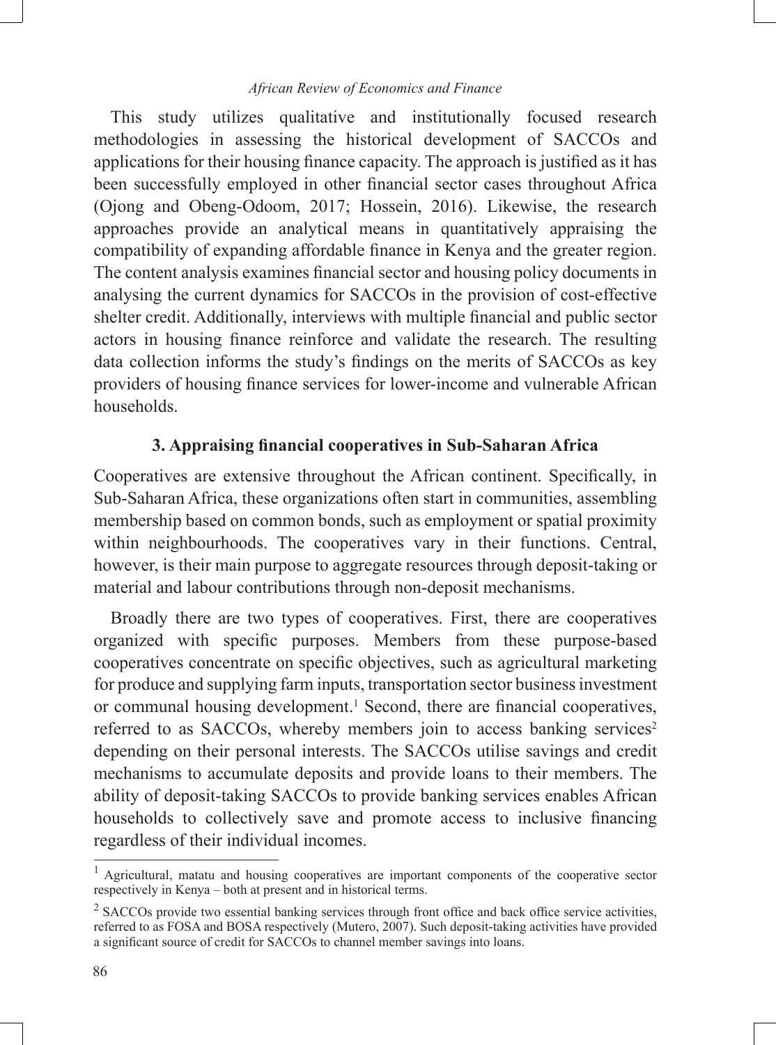This study utilizes qualitative and institutionally focused research methodologies in assessing the historical development of SACCOs and applications for their housing finance capacity. The approach is justified as it has been successfully employed in other financial sector cases throughout Africa (Ojong and Obeng-Odoom, 2017; Hossein, 2016). Likewise, the research approaches provide an analytical means in quantitatively appraising the compatibility of expanding affordable finance in Kenya and the greater region. The content analysis examines financial sector and housing policy documents in analysing the current dynamics for SACCOs in the provision of cost-effective shelter credit. Additionally, interviews with multiple financial and public sector actors in housing finance reinforce and validate the research. The resulting data collection informs the study's findings on the merits of SACCOs as key providers of housing finance services for lower-income and vulnerable African households.

## 3. Appraising financial cooperatives in Sub-Saharan Africa

Cooperatives are extensive throughout the African continent. Specifically, in Sub-Saharan Africa, these organizations often start in communities, assembling membership based on common bonds, such as employment or spatial proximity within neighbourhoods. The cooperatives vary in their functions. Central, however, is their main purpose to aggregate resources through deposit-taking or material and labour contributions through non-deposit mechanisms.

Broadly there are two types of cooperatives. First, there are cooperatives organized with specific purposes. Members from these purpose-based cooperatives concentrate on specific objectives, such as agricultural marketing for produce and supplying farm inputs, transportation sector business investment or communal housing development.[1] Second, there are financial cooperatives, referred to as SACCOs, whereby members join to access banking services[2] depending on their personal interests. The SACCOs utilise savings and credit mechanisms to accumulate deposits and provide loans to their members. The ability of deposit-taking SACCOs to provide banking services enables African households to collectively save and promote access to inclusive financing regardless of their individual incomes.

[1] Agricultural, matatu and housing cooperatives are important components of the cooperative sector respectively in Kenya – both at present and in historical terms.

[2] SACCOs provide two essential banking services through front office and back office service activities, referred to as FOSA and BOSA respectively (Mutero, 2007). Such deposit-taking activities have provided a significant source of credit for SACCOs to channel member savings into loans.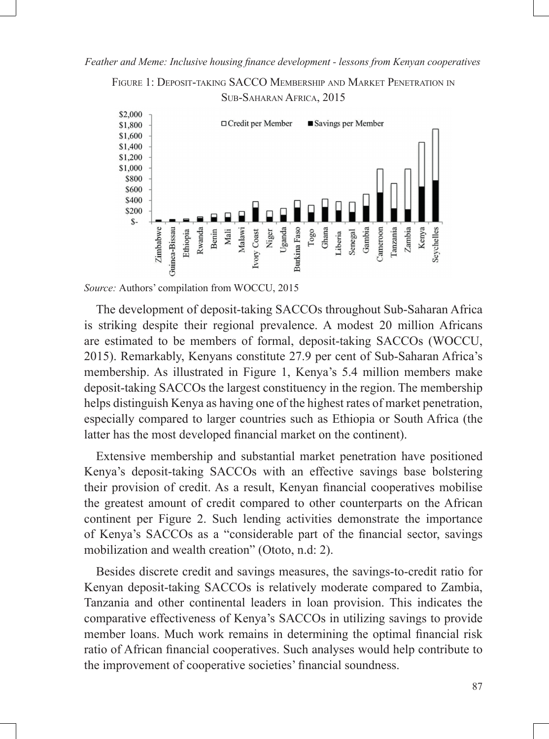FIGURE 1: DEPOSIT-TAKING SACCO MEMBERSHIP AND MARKET PENETRATION IN SUB-SAHARAN AFRICA, 2015

*Source:* Authors' compilation from WOCCU, 2015

The development of deposit-taking SACCOs throughout Sub-Saharan Africa is striking despite their regional prevalence. A modest 20 million Africans are estimated to be members of formal, deposit-taking SACCOs (WOCCU, 2015). Remarkably, Kenyans constitute 27.9 per cent of Sub-Saharan Africa's membership. As illustrated in Figure 1, Kenya's 5.4 million members make deposit-taking SACCOs the largest constituency in the region. The membership helps distinguish Kenya as having one of the highest rates of market penetration, especially compared to larger countries such as Ethiopia or South Africa (the latter has the most developed financial market on the continent).

Extensive membership and substantial market penetration have positioned Kenya's deposit-taking SACCOs with an effective savings base bolstering their provision of credit. As a result, Kenyan financial cooperatives mobilise the greatest amount of credit compared to other counterparts on the African continent per Figure 2. Such lending activities demonstrate the importance of Kenya's SACCOs as a "considerable part of the financial sector, savings mobilization and wealth creation" (Ototo, n.d: 2).

Besides discrete credit and savings measures, the savings-to-credit ratio for Kenyan deposit-taking SACCOs is relatively moderate compared to Zambia, Tanzania and other continental leaders in loan provision. This indicates the comparative effectiveness of Kenya's SACCOs in utilizing savings to provide member loans. Much work remains in determining the optimal financial risk ratio of African financial cooperatives. Such analyses would help contribute to the improvement of cooperative societies' financial soundness.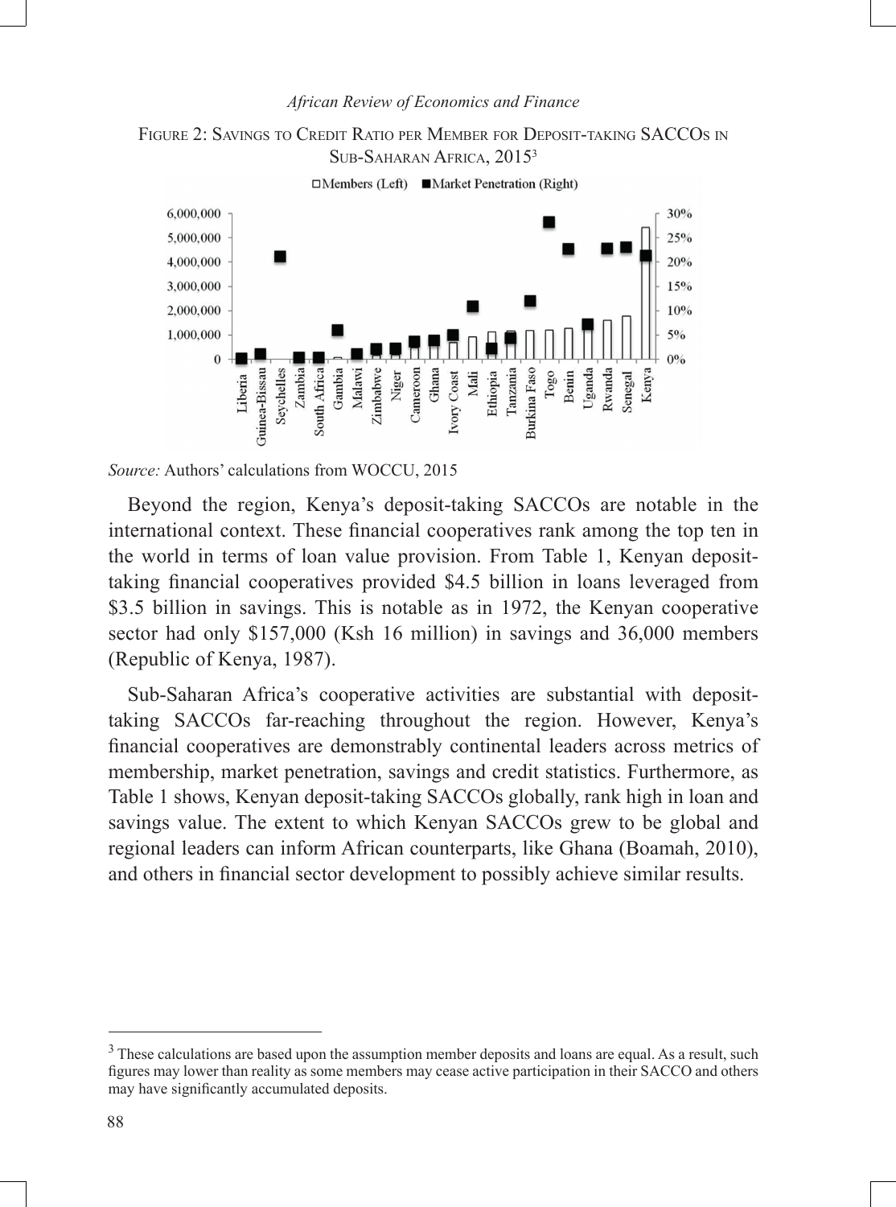Figure 2: Savings to Credit Ratio per Member for Deposit-taking SACCOs in Sub-Saharan Africa, 2015[3]

*Source:* Authors' calculations from WOCCU, 2015

Beyond the region, Kenya's deposit-taking SACCOs are notable in the international context. These financial cooperatives rank among the top ten in the world in terms of loan value provision. From Table 1, Kenyan deposit-taking financial cooperatives provided \$4.5 billion in loans leveraged from \$3.5 billion in savings. This is notable as in 1972, the Kenyan cooperative sector had only \$157,000 (Ksh 16 million) in savings and 36,000 members (Republic of Kenya, 1987).

Sub-Saharan Africa's cooperative activities are substantial with deposit-taking SACCOs far-reaching throughout the region. However, Kenya's financial cooperatives are demonstrably continental leaders across metrics of membership, market penetration, savings and credit statistics. Furthermore, as Table 1 shows, Kenyan deposit-taking SACCOs globally, rank high in loan and savings value. The extent to which Kenyan SACCOs grew to be global and regional leaders can inform African counterparts, like Ghana (Boamah, 2010), and others in financial sector development to possibly achieve similar results.

[3] These calculations are based upon the assumption member deposits and loans are equal. As a result, such figures may lower than reality as some members may cease active participation in their SACCO and others may have significantly accumulated deposits.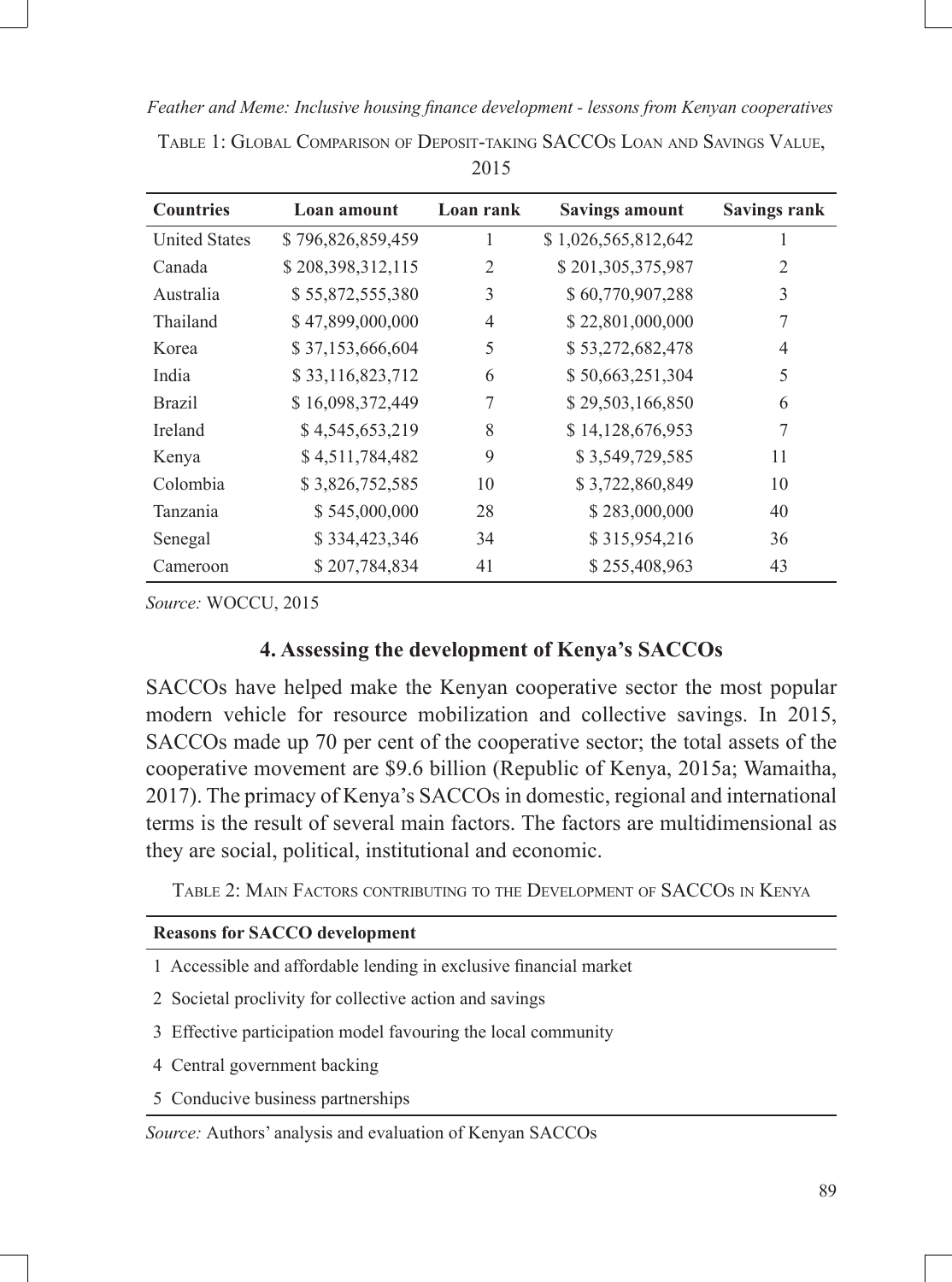TABLE 1: GLOBAL COMPARISON OF DEPOSIT-TAKING SACCOS LOAN AND SAVINGS VALUE, 2015

| Countries | Loan amount | Loan rank | Savings amount | Savings rank |
|---|---|---|---|---|
| United States | $ 796,826,859,459 | 1 | $ 1,026,565,812,642 | 1 |
| Canada | $ 208,398,312,115 | 2 | $ 201,305,375,987 | 2 |
| Australia | $ 55,872,555,380 | 3 | $ 60,770,907,288 | 3 |
| Thailand | $ 47,899,000,000 | 4 | $ 22,801,000,000 | 7 |
| Korea | $ 37,153,666,604 | 5 | $ 53,272,682,478 | 4 |
| India | $ 33,116,823,712 | 6 | $ 50,663,251,304 | 5 |
| Brazil | $ 16,098,372,449 | 7 | $ 29,503,166,850 | 6 |
| Ireland | $ 4,545,653,219 | 8 | $ 14,128,676,953 | 7 |
| Kenya | $ 4,511,784,482 | 9 | $ 3,549,729,585 | 11 |
| Colombia | $ 3,826,752,585 | 10 | $ 3,722,860,849 | 10 |
| Tanzania | $ 545,000,000 | 28 | $ 283,000,000 | 40 |
| Senegal | $ 334,423,346 | 34 | $ 315,954,216 | 36 |
| Cameroon | $ 207,784,834 | 41 | $ 255,408,963 | 43 |

*Source:* WOCCU, 2015

## 4. Assessing the development of Kenya's SACCOs

SACCOs have helped make the Kenyan cooperative sector the most popular modern vehicle for resource mobilization and collective savings. In 2015, SACCOs made up 70 per cent of the cooperative sector; the total assets of the cooperative movement are $9.6 billion (Republic of Kenya, 2015a; Wamaitha, 2017). The primacy of Kenya's SACCOs in domestic, regional and international terms is the result of several main factors. The factors are multidimensional as they are social, political, institutional and economic.

TABLE 2: MAIN FACTORS CONTRIBUTING TO THE DEVELOPMENT OF SACCOS IN KENYA

| Reasons for SACCO development |
|---|
| 1 Accessible and affordable lending in exclusive financial market |
| 2 Societal proclivity for collective action and savings |
| 3 Effective participation model favouring the local community |
| 4 Central government backing |
| 5 Conducive business partnerships |

*Source:* Authors' analysis and evaluation of Kenyan SACCOs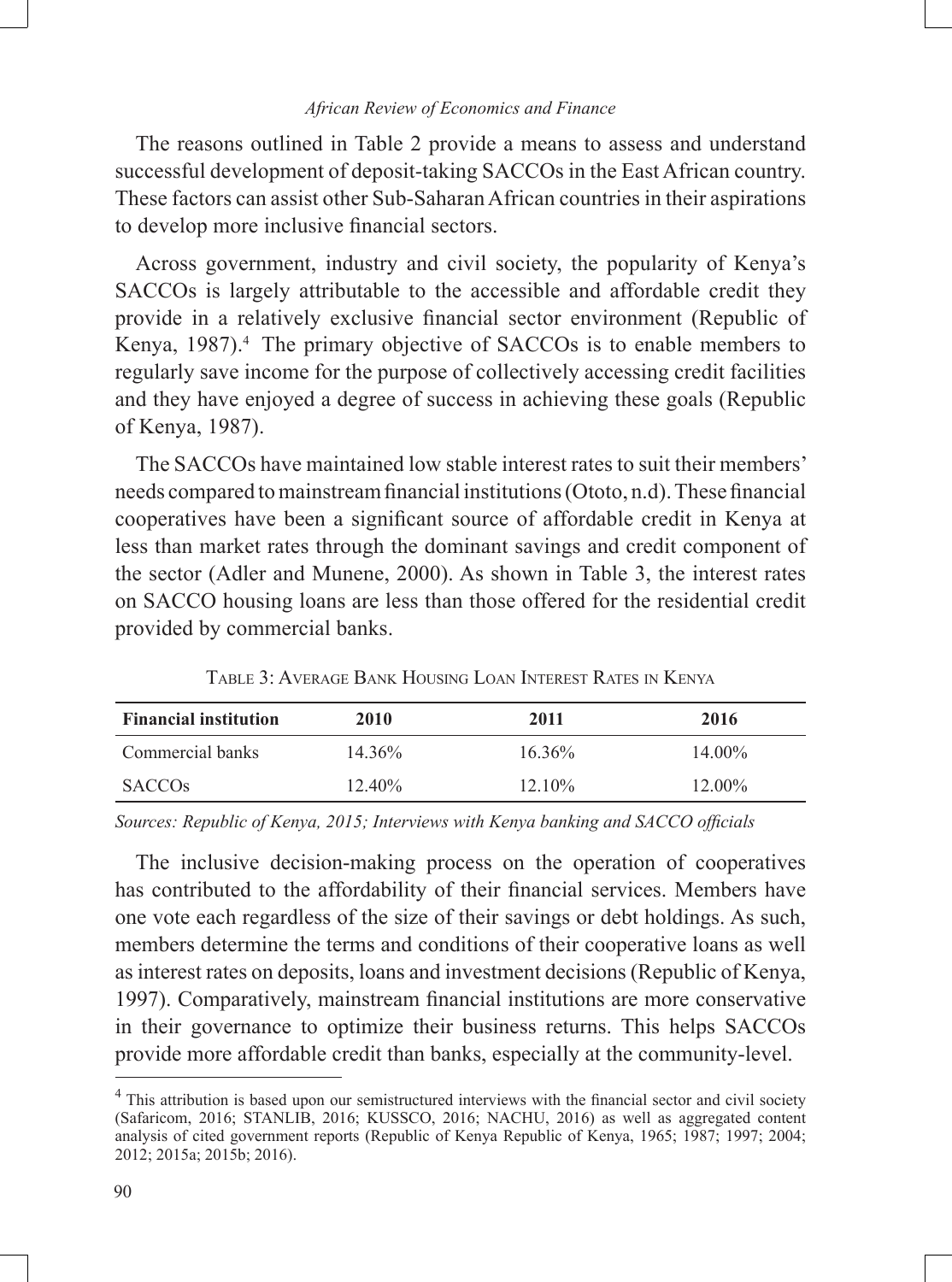The reasons outlined in Table 2 provide a means to assess and understand successful development of deposit-taking SACCOs in the East African country. These factors can assist other Sub-Saharan African countries in their aspirations to develop more inclusive financial sectors.

Across government, industry and civil society, the popularity of Kenya's SACCOs is largely attributable to the accessible and affordable credit they provide in a relatively exclusive financial sector environment (Republic of Kenya, 1987).[4] The primary objective of SACCOs is to enable members to regularly save income for the purpose of collectively accessing credit facilities and they have enjoyed a degree of success in achieving these goals (Republic of Kenya, 1987).

The SACCOs have maintained low stable interest rates to suit their members' needs compared to mainstream financial institutions (Ototo, n.d). These financial cooperatives have been a significant source of affordable credit in Kenya at less than market rates through the dominant savings and credit component of the sector (Adler and Munene, 2000). As shown in Table 3, the interest rates on SACCO housing loans are less than those offered for the residential credit provided by commercial banks.

Table 3: Average Bank Housing Loan Interest Rates in Kenya

| Financial institution | 2010 | 2011 | 2016 |
| --- | --- | --- | --- |
| Commercial banks | 14.36% | 16.36% | 14.00% |
| SACCOs | 12.40% | 12.10% | 12.00% |

*Sources: Republic of Kenya, 2015; Interviews with Kenya banking and SACCO officials*

The inclusive decision-making process on the operation of cooperatives has contributed to the affordability of their financial services. Members have one vote each regardless of the size of their savings or debt holdings. As such, members determine the terms and conditions of their cooperative loans as well as interest rates on deposits, loans and investment decisions (Republic of Kenya, 1997). Comparatively, mainstream financial institutions are more conservative in their governance to optimize their business returns. This helps SACCOs provide more affordable credit than banks, especially at the community-level.

[4] This attribution is based upon our semistructured interviews with the financial sector and civil society (Safaricom, 2016; STANLIB, 2016; KUSSCO, 2016; NACHU, 2016) as well as aggregated content analysis of cited government reports (Republic of Kenya Republic of Kenya, 1965; 1987; 1997; 2004; 2012; 2015a; 2015b; 2016).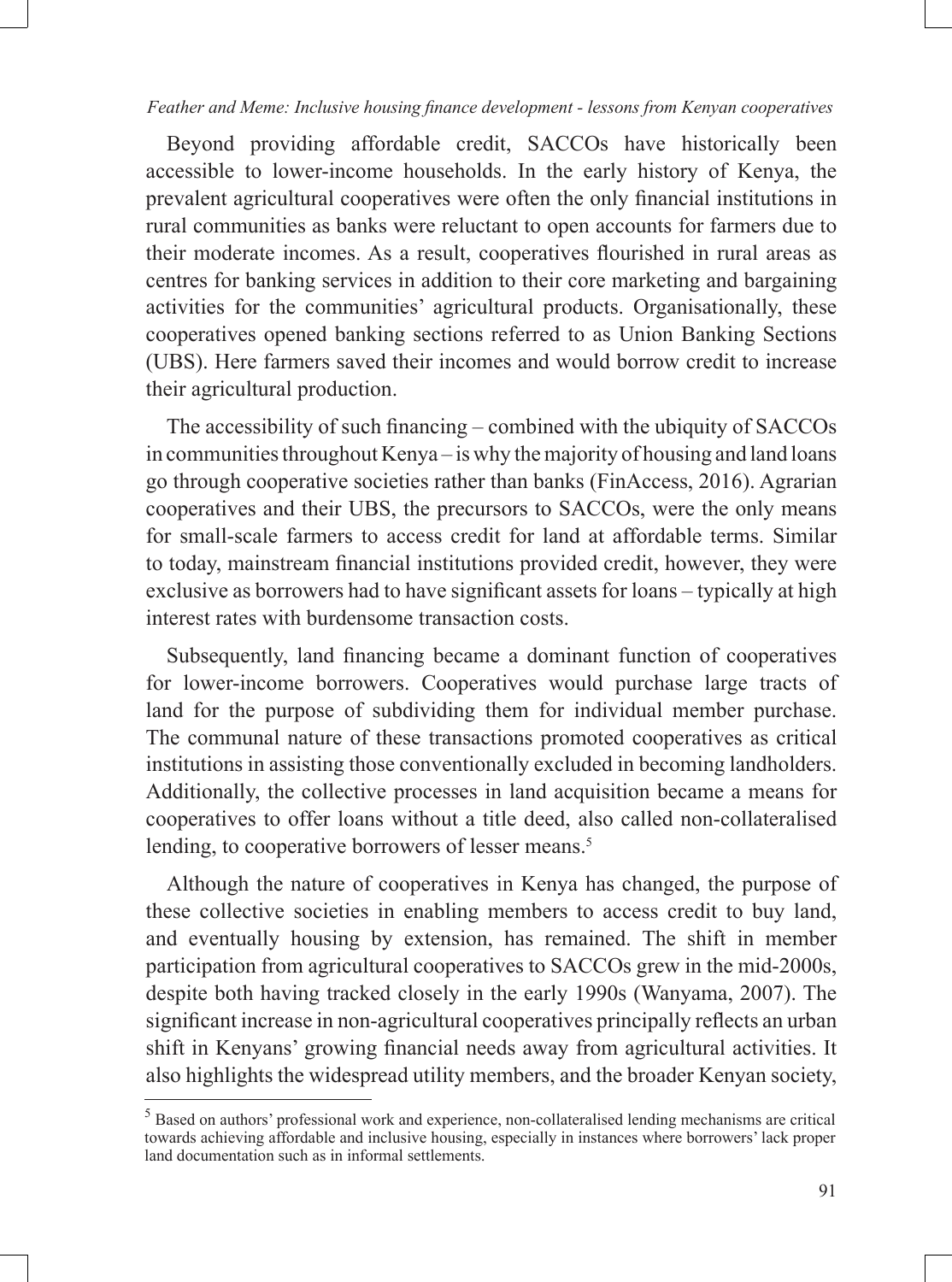Beyond providing affordable credit, SACCOs have historically been accessible to lower-income households. In the early history of Kenya, the prevalent agricultural cooperatives were often the only financial institutions in rural communities as banks were reluctant to open accounts for farmers due to their moderate incomes. As a result, cooperatives flourished in rural areas as centres for banking services in addition to their core marketing and bargaining activities for the communities' agricultural products. Organisationally, these cooperatives opened banking sections referred to as Union Banking Sections (UBS). Here farmers saved their incomes and would borrow credit to increase their agricultural production.

The accessibility of such financing – combined with the ubiquity of SACCOs in communities throughout Kenya – is why the majority of housing and land loans go through cooperative societies rather than banks (FinAccess, 2016). Agrarian cooperatives and their UBS, the precursors to SACCOs, were the only means for small-scale farmers to access credit for land at affordable terms. Similar to today, mainstream financial institutions provided credit, however, they were exclusive as borrowers had to have significant assets for loans – typically at high interest rates with burdensome transaction costs.

Subsequently, land financing became a dominant function of cooperatives for lower-income borrowers. Cooperatives would purchase large tracts of land for the purpose of subdividing them for individual member purchase. The communal nature of these transactions promoted cooperatives as critical institutions in assisting those conventionally excluded in becoming landholders. Additionally, the collective processes in land acquisition became a means for cooperatives to offer loans without a title deed, also called non-collateralised lending, to cooperative borrowers of lesser means.[5]

Although the nature of cooperatives in Kenya has changed, the purpose of these collective societies in enabling members to access credit to buy land, and eventually housing by extension, has remained. The shift in member participation from agricultural cooperatives to SACCOs grew in the mid-2000s, despite both having tracked closely in the early 1990s (Wanyama, 2007). The significant increase in non-agricultural cooperatives principally reflects an urban shift in Kenyans' growing financial needs away from agricultural activities. It also highlights the widespread utility members, and the broader Kenyan society,

---

[5] Based on authors' professional work and experience, non-collateralised lending mechanisms are critical towards achieving affordable and inclusive housing, especially in instances where borrowers' lack proper land documentation such as in informal settlements.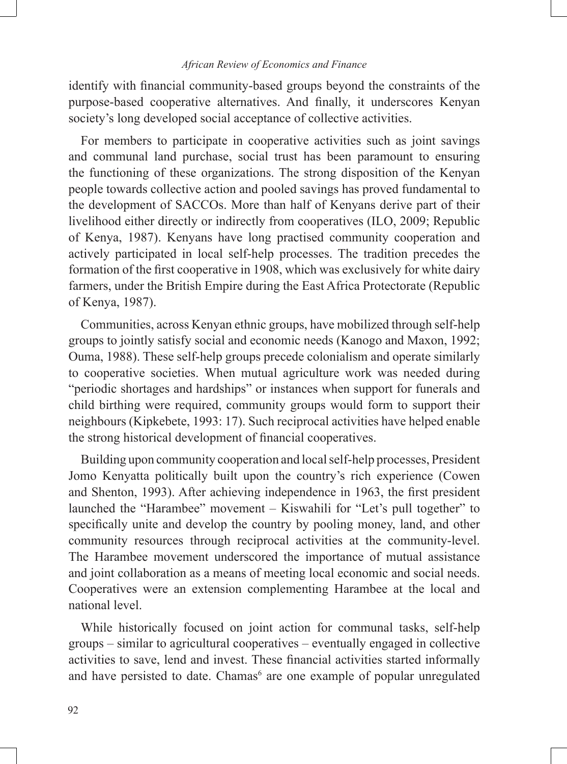identify with financial community-based groups beyond the constraints of the purpose-based cooperative alternatives. And finally, it underscores Kenyan society's long developed social acceptance of collective activities.

For members to participate in cooperative activities such as joint savings and communal land purchase, social trust has been paramount to ensuring the functioning of these organizations. The strong disposition of the Kenyan people towards collective action and pooled savings has proved fundamental to the development of SACCOs. More than half of Kenyans derive part of their livelihood either directly or indirectly from cooperatives (ILO, 2009; Republic of Kenya, 1987). Kenyans have long practised community cooperation and actively participated in local self-help processes. The tradition precedes the formation of the first cooperative in 1908, which was exclusively for white dairy farmers, under the British Empire during the East Africa Protectorate (Republic of Kenya, 1987).

Communities, across Kenyan ethnic groups, have mobilized through self-help groups to jointly satisfy social and economic needs (Kanogo and Maxon, 1992; Ouma, 1988). These self-help groups precede colonialism and operate similarly to cooperative societies. When mutual agriculture work was needed during "periodic shortages and hardships" or instances when support for funerals and child birthing were required, community groups would form to support their neighbours (Kipkebete, 1993: 17). Such reciprocal activities have helped enable the strong historical development of financial cooperatives.

Building upon community cooperation and local self-help processes, President Jomo Kenyatta politically built upon the country's rich experience (Cowen and Shenton, 1993). After achieving independence in 1963, the first president launched the "Harambee" movement – Kiswahili for "Let's pull together" to specifically unite and develop the country by pooling money, land, and other community resources through reciprocal activities at the community-level. The Harambee movement underscored the importance of mutual assistance and joint collaboration as a means of meeting local economic and social needs. Cooperatives were an extension complementing Harambee at the local and national level.

While historically focused on joint action for communal tasks, self-help groups – similar to agricultural cooperatives – eventually engaged in collective activities to save, lend and invest. These financial activities started informally and have persisted to date. Chamas[6] are one example of popular unregulated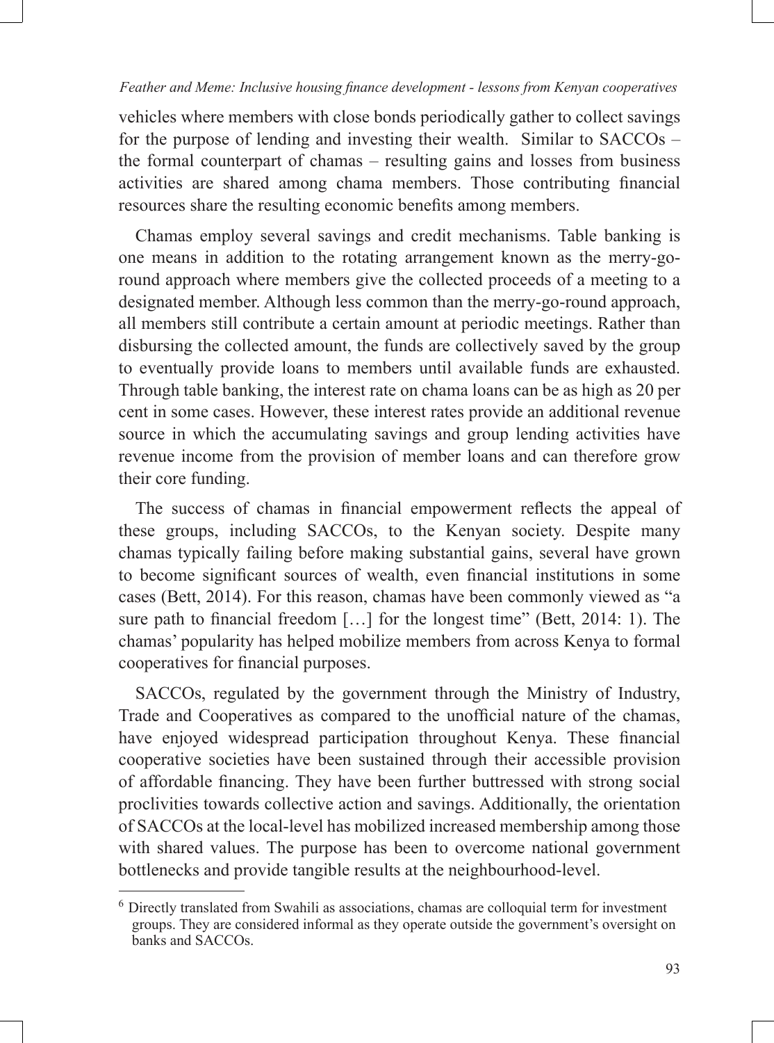vehicles where members with close bonds periodically gather to collect savings for the purpose of lending and investing their wealth. Similar to SACCOs – the formal counterpart of chamas – resulting gains and losses from business activities are shared among chama members. Those contributing financial resources share the resulting economic benefits among members.

Chamas employ several savings and credit mechanisms. Table banking is one means in addition to the rotating arrangement known as the merry-go-round approach where members give the collected proceeds of a meeting to a designated member. Although less common than the merry-go-round approach, all members still contribute a certain amount at periodic meetings. Rather than disbursing the collected amount, the funds are collectively saved by the group to eventually provide loans to members until available funds are exhausted. Through table banking, the interest rate on chama loans can be as high as 20 per cent in some cases. However, these interest rates provide an additional revenue source in which the accumulating savings and group lending activities have revenue income from the provision of member loans and can therefore grow their core funding.

The success of chamas in financial empowerment reflects the appeal of these groups, including SACCOs, to the Kenyan society. Despite many chamas typically failing before making substantial gains, several have grown to become significant sources of wealth, even financial institutions in some cases (Bett, 2014). For this reason, chamas have been commonly viewed as "a sure path to financial freedom […] for the longest time" (Bett, 2014: 1). The chamas' popularity has helped mobilize members from across Kenya to formal cooperatives for financial purposes.

SACCOs, regulated by the government through the Ministry of Industry, Trade and Cooperatives as compared to the unofficial nature of the chamas, have enjoyed widespread participation throughout Kenya. These financial cooperative societies have been sustained through their accessible provision of affordable financing. They have been further buttressed with strong social proclivities towards collective action and savings. Additionally, the orientation of SACCOs at the local-level has mobilized increased membership among those with shared values. The purpose has been to overcome national government bottlenecks and provide tangible results at the neighbourhood-level.

[6] Directly translated from Swahili as associations, chamas are colloquial term for investment groups. They are considered informal as they operate outside the government's oversight on banks and SACCOs.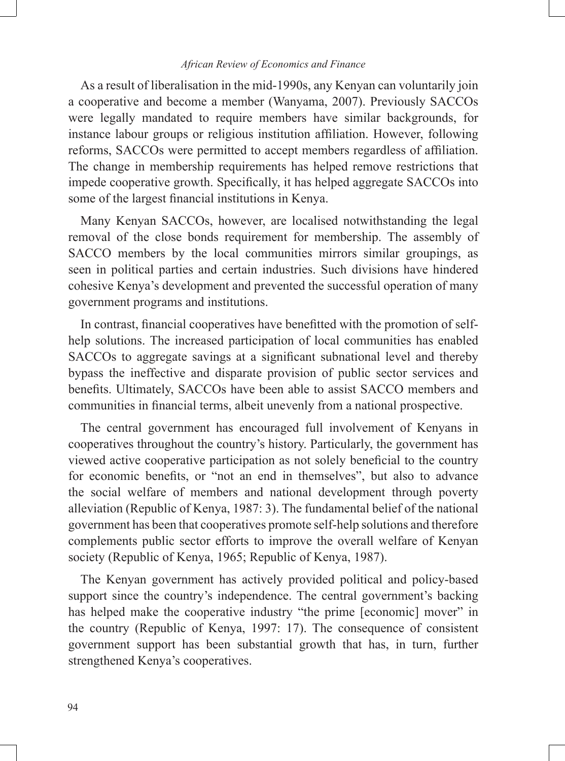As a result of liberalisation in the mid-1990s, any Kenyan can voluntarily join a cooperative and become a member (Wanyama, 2007). Previously SACCOs were legally mandated to require members have similar backgrounds, for instance labour groups or religious institution affiliation. However, following reforms, SACCOs were permitted to accept members regardless of affiliation. The change in membership requirements has helped remove restrictions that impede cooperative growth. Specifically, it has helped aggregate SACCOs into some of the largest financial institutions in Kenya.

Many Kenyan SACCOs, however, are localised notwithstanding the legal removal of the close bonds requirement for membership. The assembly of SACCO members by the local communities mirrors similar groupings, as seen in political parties and certain industries. Such divisions have hindered cohesive Kenya's development and prevented the successful operation of many government programs and institutions.

In contrast, financial cooperatives have benefitted with the promotion of self-help solutions. The increased participation of local communities has enabled SACCOs to aggregate savings at a significant subnational level and thereby bypass the ineffective and disparate provision of public sector services and benefits. Ultimately, SACCOs have been able to assist SACCO members and communities in financial terms, albeit unevenly from a national prospective.

The central government has encouraged full involvement of Kenyans in cooperatives throughout the country's history. Particularly, the government has viewed active cooperative participation as not solely beneficial to the country for economic benefits, or "not an end in themselves", but also to advance the social welfare of members and national development through poverty alleviation (Republic of Kenya, 1987: 3). The fundamental belief of the national government has been that cooperatives promote self-help solutions and therefore complements public sector efforts to improve the overall welfare of Kenyan society (Republic of Kenya, 1965; Republic of Kenya, 1987).

The Kenyan government has actively provided political and policy-based support since the country's independence. The central government's backing has helped make the cooperative industry "the prime [economic] mover" in the country (Republic of Kenya, 1997: 17). The consequence of consistent government support has been substantial growth that has, in turn, further strengthened Kenya's cooperatives.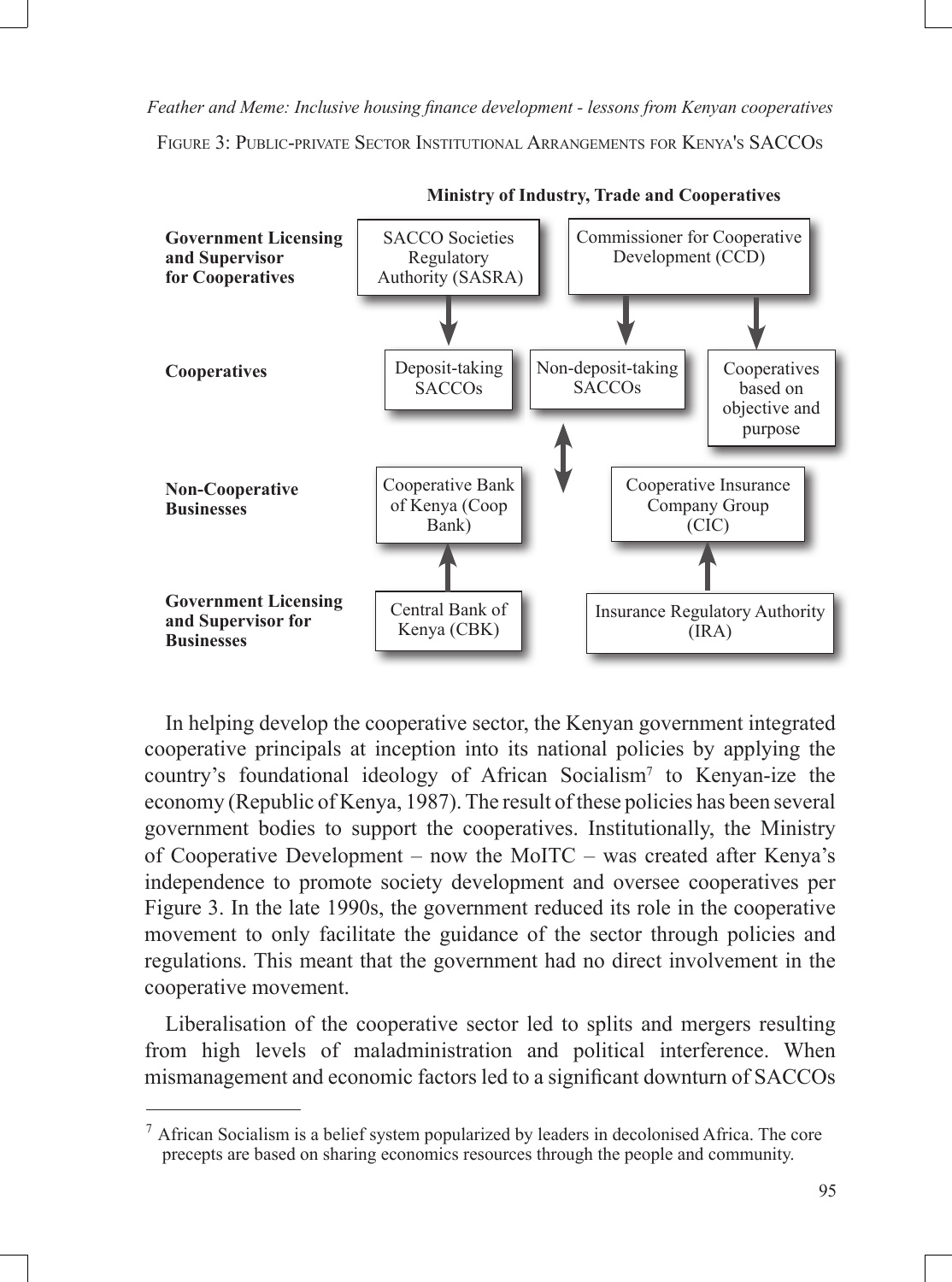FIGURE 3: PUBLIC-PRIVATE SECTOR INSTITUTIONAL ARRANGEMENTS FOR KENYA'S SACCOS

**Ministry of Industry, Trade and Cooperatives**

| | | | |
|---|---|---|---|
| **Government Licensing and Supervisor for Cooperatives** | SACCO Societies Regulatory Authority (SASRA) | Commissioner for Cooperative Development (CCD) | |
| **Cooperatives** | Deposit-taking SACCOs | Non-deposit-taking SACCOs | Cooperatives based on objective and purpose |
| **Non-Cooperative Businesses** | Cooperative Bank of Kenya (Coop Bank) | Cooperative Insurance Company Group (CIC) | |
| **Government Licensing and Supervisor for Businesses** | Central Bank of Kenya (CBK) | Insurance Regulatory Authority (IRA) | |

In helping develop the cooperative sector, the Kenyan government integrated cooperative principals at inception into its national policies by applying the country's foundational ideology of African Socialism[7] to Kenyan-ize the economy (Republic of Kenya, 1987). The result of these policies has been several government bodies to support the cooperatives. Institutionally, the Ministry of Cooperative Development – now the MoITC – was created after Kenya's independence to promote society development and oversee cooperatives per Figure 3. In the late 1990s, the government reduced its role in the cooperative movement to only facilitate the guidance of the sector through policies and regulations. This meant that the government had no direct involvement in the cooperative movement.

Liberalisation of the cooperative sector led to splits and mergers resulting from high levels of maladministration and political interference. When mismanagement and economic factors led to a significant downturn of SACCOs

[7] African Socialism is a belief system popularized by leaders in decolonised Africa. The core precepts are based on sharing economics resources through the people and community.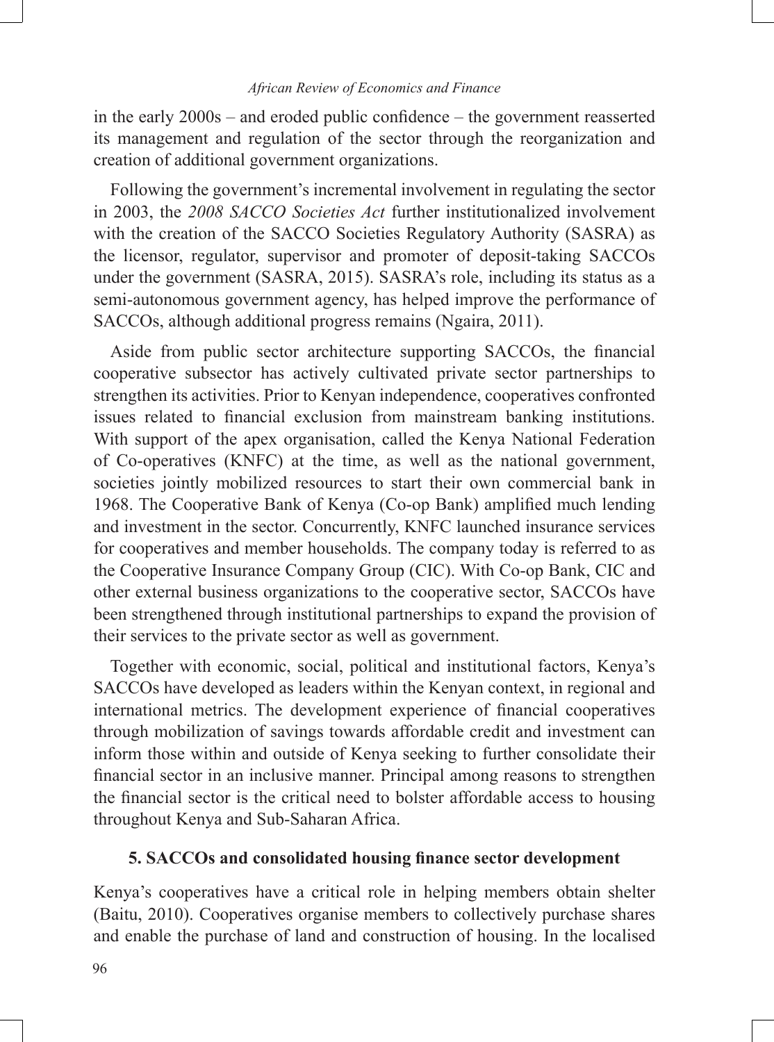in the early 2000s – and eroded public confidence – the government reasserted its management and regulation of the sector through the reorganization and creation of additional government organizations.

Following the government's incremental involvement in regulating the sector in 2003, the *2008 SACCO Societies Act* further institutionalized involvement with the creation of the SACCO Societies Regulatory Authority (SASRA) as the licensor, regulator, supervisor and promoter of deposit-taking SACCOs under the government (SASRA, 2015). SASRA's role, including its status as a semi-autonomous government agency, has helped improve the performance of SACCOs, although additional progress remains (Ngaira, 2011).

Aside from public sector architecture supporting SACCOs, the financial cooperative subsector has actively cultivated private sector partnerships to strengthen its activities. Prior to Kenyan independence, cooperatives confronted issues related to financial exclusion from mainstream banking institutions. With support of the apex organisation, called the Kenya National Federation of Co-operatives (KNFC) at the time, as well as the national government, societies jointly mobilized resources to start their own commercial bank in 1968. The Cooperative Bank of Kenya (Co-op Bank) amplified much lending and investment in the sector. Concurrently, KNFC launched insurance services for cooperatives and member households. The company today is referred to as the Cooperative Insurance Company Group (CIC). With Co-op Bank, CIC and other external business organizations to the cooperative sector, SACCOs have been strengthened through institutional partnerships to expand the provision of their services to the private sector as well as government.

Together with economic, social, political and institutional factors, Kenya's SACCOs have developed as leaders within the Kenyan context, in regional and international metrics. The development experience of financial cooperatives through mobilization of savings towards affordable credit and investment can inform those within and outside of Kenya seeking to further consolidate their financial sector in an inclusive manner. Principal among reasons to strengthen the financial sector is the critical need to bolster affordable access to housing throughout Kenya and Sub-Saharan Africa.

## 5. SACCOs and consolidated housing finance sector development

Kenya's cooperatives have a critical role in helping members obtain shelter (Baitu, 2010). Cooperatives organise members to collectively purchase shares and enable the purchase of land and construction of housing. In the localised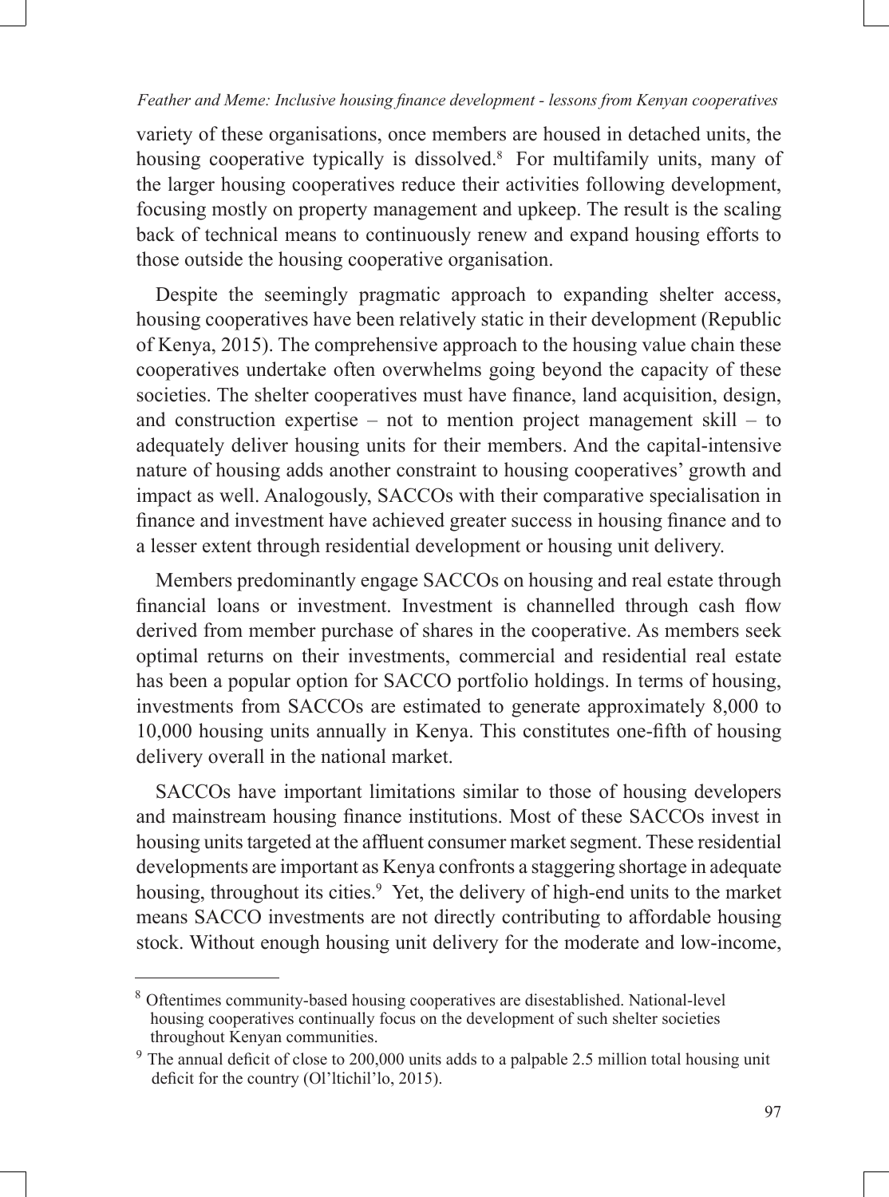variety of these organisations, once members are housed in detached units, the housing cooperative typically is dissolved.[8] For multifamily units, many of the larger housing cooperatives reduce their activities following development, focusing mostly on property management and upkeep. The result is the scaling back of technical means to continuously renew and expand housing efforts to those outside the housing cooperative organisation.

Despite the seemingly pragmatic approach to expanding shelter access, housing cooperatives have been relatively static in their development (Republic of Kenya, 2015). The comprehensive approach to the housing value chain these cooperatives undertake often overwhelms going beyond the capacity of these societies. The shelter cooperatives must have finance, land acquisition, design, and construction expertise – not to mention project management skill – to adequately deliver housing units for their members. And the capital-intensive nature of housing adds another constraint to housing cooperatives' growth and impact as well. Analogously, SACCOs with their comparative specialisation in finance and investment have achieved greater success in housing finance and to a lesser extent through residential development or housing unit delivery.

Members predominantly engage SACCOs on housing and real estate through financial loans or investment. Investment is channelled through cash flow derived from member purchase of shares in the cooperative. As members seek optimal returns on their investments, commercial and residential real estate has been a popular option for SACCO portfolio holdings. In terms of housing, investments from SACCOs are estimated to generate approximately 8,000 to 10,000 housing units annually in Kenya. This constitutes one-fifth of housing delivery overall in the national market.

SACCOs have important limitations similar to those of housing developers and mainstream housing finance institutions. Most of these SACCOs invest in housing units targeted at the affluent consumer market segment. These residential developments are important as Kenya confronts a staggering shortage in adequate housing, throughout its cities.[9] Yet, the delivery of high-end units to the market means SACCO investments are not directly contributing to affordable housing stock. Without enough housing unit delivery for the moderate and low-income,

---

[8] Oftentimes community-based housing cooperatives are disestablished. National-level housing cooperatives continually focus on the development of such shelter societies throughout Kenyan communities.

[9] The annual deficit of close to 200,000 units adds to a palpable 2.5 million total housing unit deficit for the country (Ol'ltichil'lo, 2015).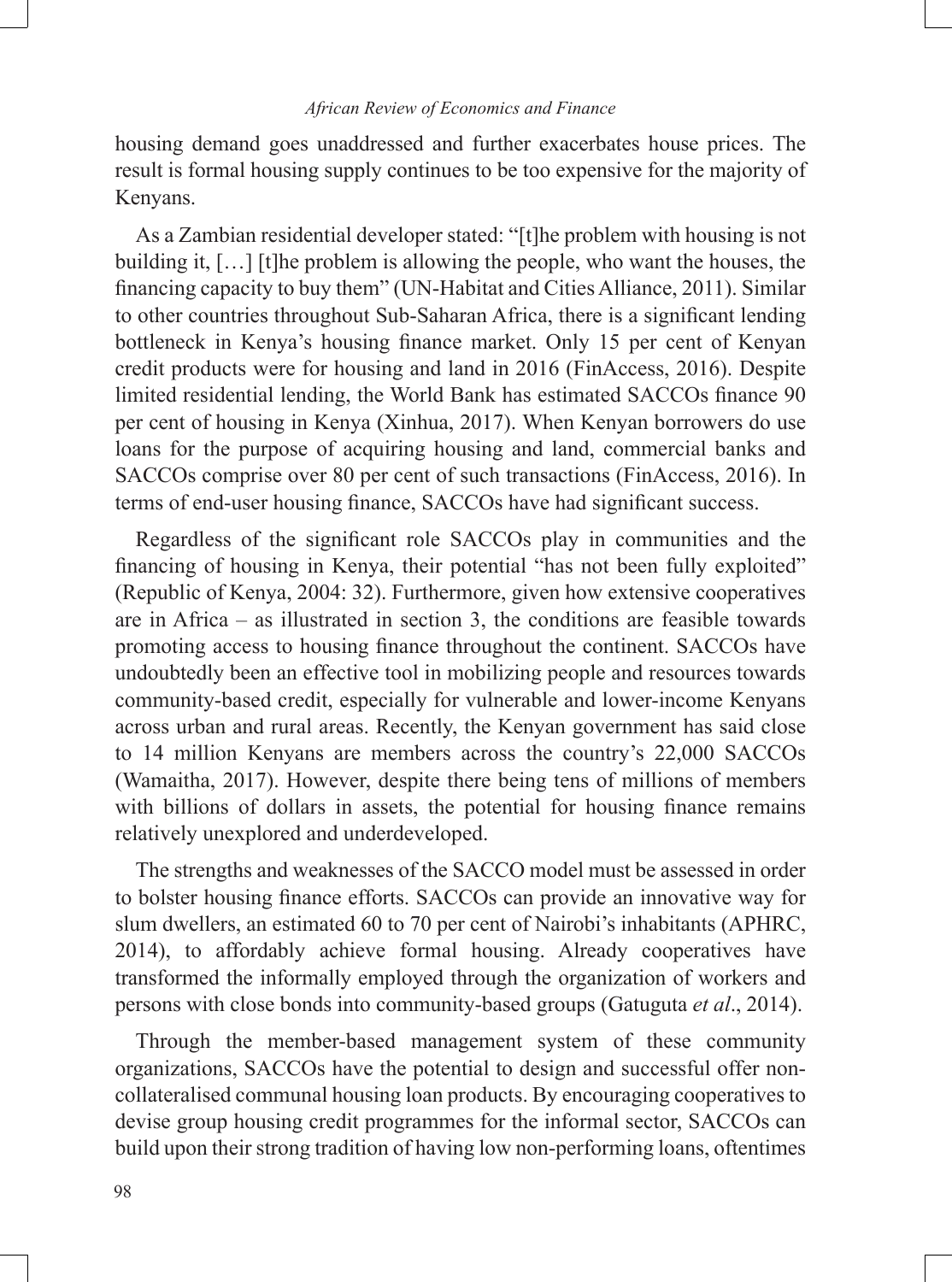housing demand goes unaddressed and further exacerbates house prices. The result is formal housing supply continues to be too expensive for the majority of Kenyans.

As a Zambian residential developer stated: "[t]he problem with housing is not building it, […] [t]he problem is allowing the people, who want the houses, the financing capacity to buy them" (UN-Habitat and Cities Alliance, 2011). Similar to other countries throughout Sub-Saharan Africa, there is a significant lending bottleneck in Kenya's housing finance market. Only 15 per cent of Kenyan credit products were for housing and land in 2016 (FinAccess, 2016). Despite limited residential lending, the World Bank has estimated SACCOs finance 90 per cent of housing in Kenya (Xinhua, 2017). When Kenyan borrowers do use loans for the purpose of acquiring housing and land, commercial banks and SACCOs comprise over 80 per cent of such transactions (FinAccess, 2016). In terms of end-user housing finance, SACCOs have had significant success.

Regardless of the significant role SACCOs play in communities and the financing of housing in Kenya, their potential "has not been fully exploited" (Republic of Kenya, 2004: 32). Furthermore, given how extensive cooperatives are in Africa – as illustrated in section 3, the conditions are feasible towards promoting access to housing finance throughout the continent. SACCOs have undoubtedly been an effective tool in mobilizing people and resources towards community-based credit, especially for vulnerable and lower-income Kenyans across urban and rural areas. Recently, the Kenyan government has said close to 14 million Kenyans are members across the country's 22,000 SACCOs (Wamaitha, 2017). However, despite there being tens of millions of members with billions of dollars in assets, the potential for housing finance remains relatively unexplored and underdeveloped.

The strengths and weaknesses of the SACCO model must be assessed in order to bolster housing finance efforts. SACCOs can provide an innovative way for slum dwellers, an estimated 60 to 70 per cent of Nairobi's inhabitants (APHRC, 2014), to affordably achieve formal housing. Already cooperatives have transformed the informally employed through the organization of workers and persons with close bonds into community-based groups (Gatuguta *et al*., 2014).

Through the member-based management system of these community organizations, SACCOs have the potential to design and successful offer non-collateralised communal housing loan products. By encouraging cooperatives to devise group housing credit programmes for the informal sector, SACCOs can build upon their strong tradition of having low non-performing loans, oftentimes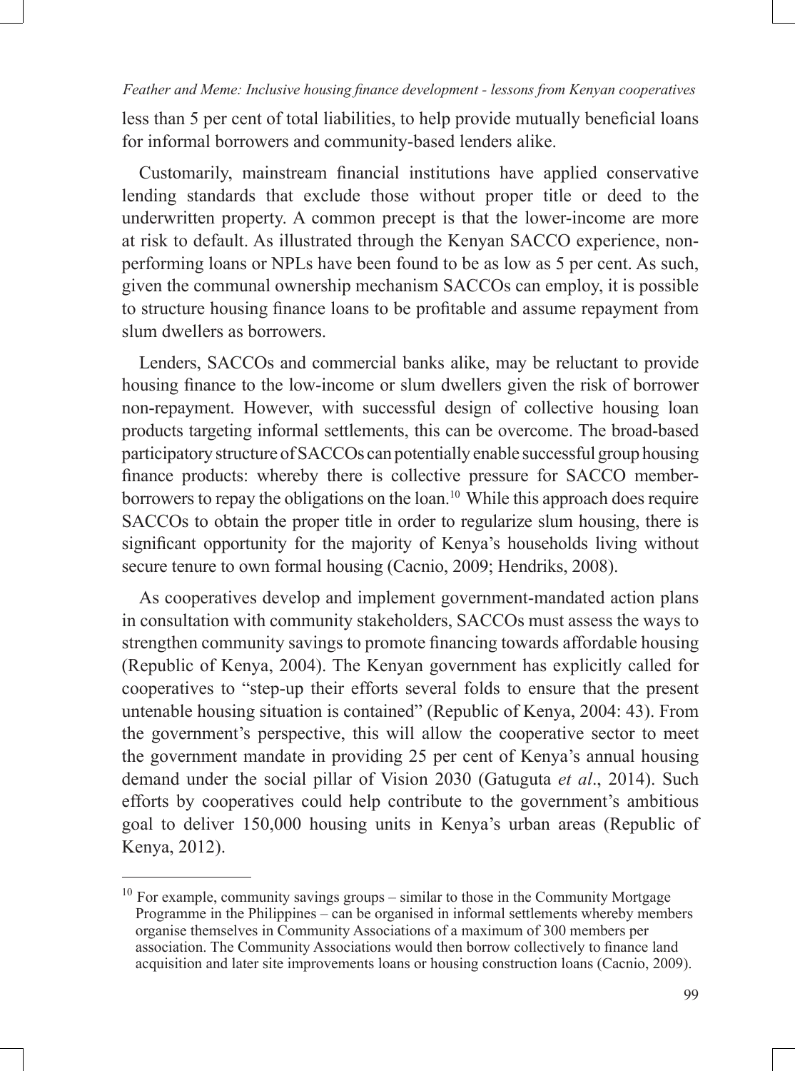less than 5 per cent of total liabilities, to help provide mutually beneficial loans for informal borrowers and community-based lenders alike.

Customarily, mainstream financial institutions have applied conservative lending standards that exclude those without proper title or deed to the underwritten property. A common precept is that the lower-income are more at risk to default. As illustrated through the Kenyan SACCO experience, non-performing loans or NPLs have been found to be as low as 5 per cent. As such, given the communal ownership mechanism SACCOs can employ, it is possible to structure housing finance loans to be profitable and assume repayment from slum dwellers as borrowers.

Lenders, SACCOs and commercial banks alike, may be reluctant to provide housing finance to the low-income or slum dwellers given the risk of borrower non-repayment. However, with successful design of collective housing loan products targeting informal settlements, this can be overcome. The broad-based participatory structure of SACCOs can potentially enable successful group housing finance products: whereby there is collective pressure for SACCO member-borrowers to repay the obligations on the loan.[10] While this approach does require SACCOs to obtain the proper title in order to regularize slum housing, there is significant opportunity for the majority of Kenya's households living without secure tenure to own formal housing (Cacnio, 2009; Hendriks, 2008).

As cooperatives develop and implement government-mandated action plans in consultation with community stakeholders, SACCOs must assess the ways to strengthen community savings to promote financing towards affordable housing (Republic of Kenya, 2004). The Kenyan government has explicitly called for cooperatives to "step-up their efforts several folds to ensure that the present untenable housing situation is contained" (Republic of Kenya, 2004: 43). From the government's perspective, this will allow the cooperative sector to meet the government mandate in providing 25 per cent of Kenya's annual housing demand under the social pillar of Vision 2030 (Gatuguta *et al*., 2014). Such efforts by cooperatives could help contribute to the government's ambitious goal to deliver 150,000 housing units in Kenya's urban areas (Republic of Kenya, 2012).

---

[10] For example, community savings groups – similar to those in the Community Mortgage Programme in the Philippines – can be organised in informal settlements whereby members organise themselves in Community Associations of a maximum of 300 members per association. The Community Associations would then borrow collectively to finance land acquisition and later site improvements loans or housing construction loans (Cacnio, 2009).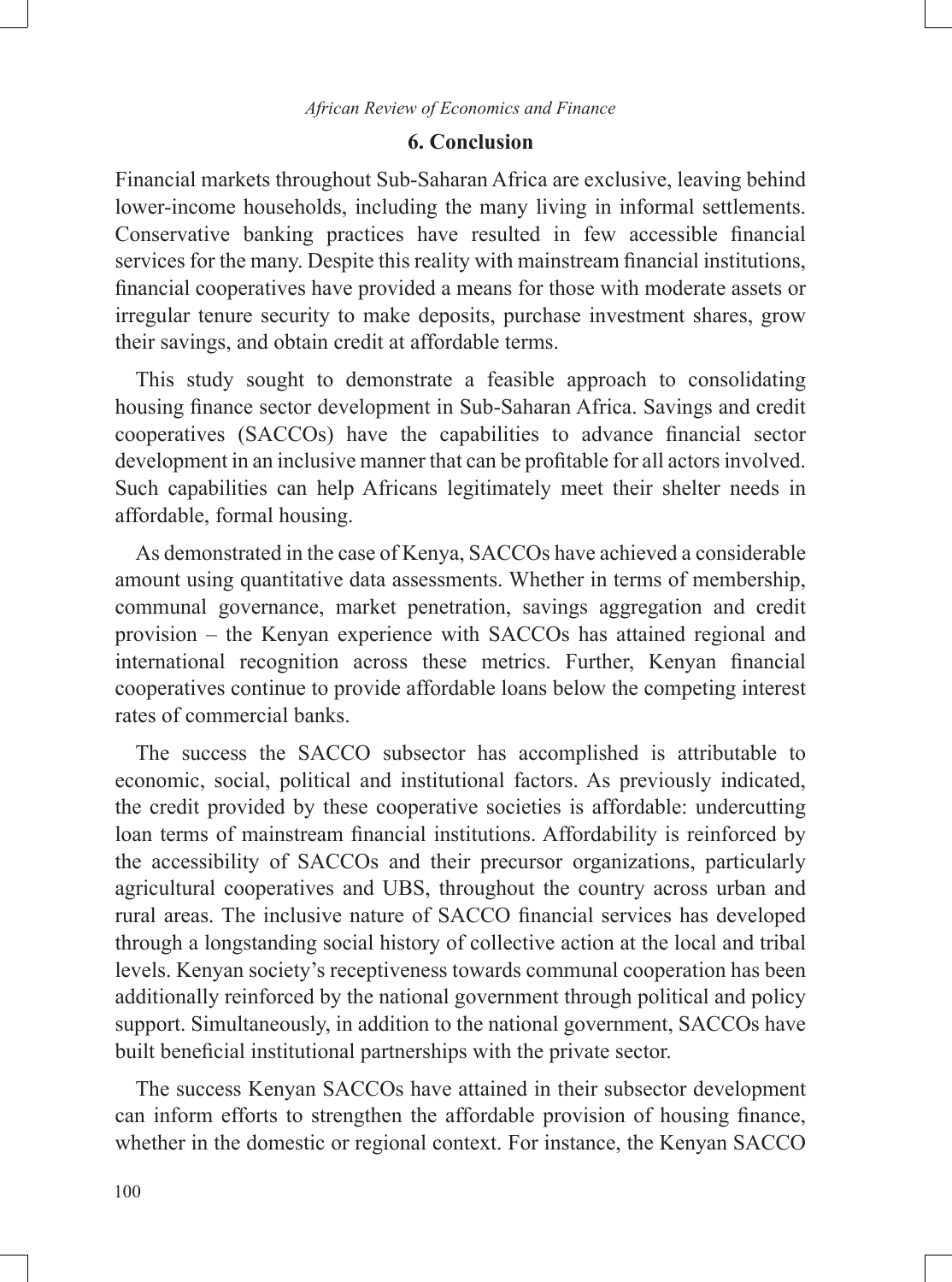## 6. Conclusion

Financial markets throughout Sub-Saharan Africa are exclusive, leaving behind lower-income households, including the many living in informal settlements. Conservative banking practices have resulted in few accessible financial services for the many. Despite this reality with mainstream financial institutions, financial cooperatives have provided a means for those with moderate assets or irregular tenure security to make deposits, purchase investment shares, grow their savings, and obtain credit at affordable terms.

This study sought to demonstrate a feasible approach to consolidating housing finance sector development in Sub-Saharan Africa. Savings and credit cooperatives (SACCOs) have the capabilities to advance financial sector development in an inclusive manner that can be profitable for all actors involved. Such capabilities can help Africans legitimately meet their shelter needs in affordable, formal housing.

As demonstrated in the case of Kenya, SACCOs have achieved a considerable amount using quantitative data assessments. Whether in terms of membership, communal governance, market penetration, savings aggregation and credit provision – the Kenyan experience with SACCOs has attained regional and international recognition across these metrics. Further, Kenyan financial cooperatives continue to provide affordable loans below the competing interest rates of commercial banks.

The success the SACCO subsector has accomplished is attributable to economic, social, political and institutional factors. As previously indicated, the credit provided by these cooperative societies is affordable: undercutting loan terms of mainstream financial institutions. Affordability is reinforced by the accessibility of SACCOs and their precursor organizations, particularly agricultural cooperatives and UBS, throughout the country across urban and rural areas. The inclusive nature of SACCO financial services has developed through a longstanding social history of collective action at the local and tribal levels. Kenyan society's receptiveness towards communal cooperation has been additionally reinforced by the national government through political and policy support. Simultaneously, in addition to the national government, SACCOs have built beneficial institutional partnerships with the private sector.

The success Kenyan SACCOs have attained in their subsector development can inform efforts to strengthen the affordable provision of housing finance, whether in the domestic or regional context. For instance, the Kenyan SACCO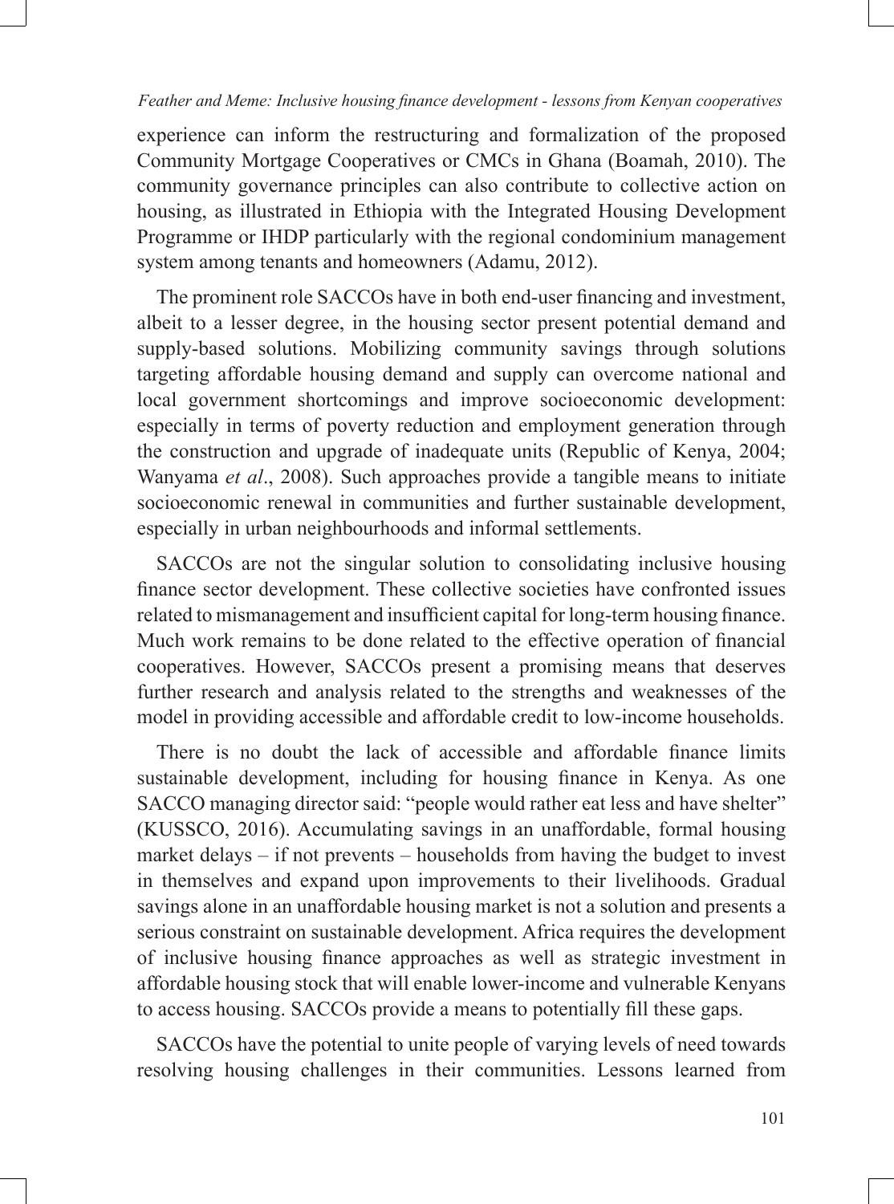experience can inform the restructuring and formalization of the proposed Community Mortgage Cooperatives or CMCs in Ghana (Boamah, 2010). The community governance principles can also contribute to collective action on housing, as illustrated in Ethiopia with the Integrated Housing Development Programme or IHDP particularly with the regional condominium management system among tenants and homeowners (Adamu, 2012).

The prominent role SACCOs have in both end-user financing and investment, albeit to a lesser degree, in the housing sector present potential demand and supply-based solutions. Mobilizing community savings through solutions targeting affordable housing demand and supply can overcome national and local government shortcomings and improve socioeconomic development: especially in terms of poverty reduction and employment generation through the construction and upgrade of inadequate units (Republic of Kenya, 2004; Wanyama *et al*., 2008). Such approaches provide a tangible means to initiate socioeconomic renewal in communities and further sustainable development, especially in urban neighbourhoods and informal settlements.

SACCOs are not the singular solution to consolidating inclusive housing finance sector development. These collective societies have confronted issues related to mismanagement and insufficient capital for long-term housing finance. Much work remains to be done related to the effective operation of financial cooperatives. However, SACCOs present a promising means that deserves further research and analysis related to the strengths and weaknesses of the model in providing accessible and affordable credit to low-income households.

There is no doubt the lack of accessible and affordable finance limits sustainable development, including for housing finance in Kenya. As one SACCO managing director said: "people would rather eat less and have shelter" (KUSSCO, 2016). Accumulating savings in an unaffordable, formal housing market delays – if not prevents – households from having the budget to invest in themselves and expand upon improvements to their livelihoods. Gradual savings alone in an unaffordable housing market is not a solution and presents a serious constraint on sustainable development. Africa requires the development of inclusive housing finance approaches as well as strategic investment in affordable housing stock that will enable lower-income and vulnerable Kenyans to access housing. SACCOs provide a means to potentially fill these gaps.

SACCOs have the potential to unite people of varying levels of need towards resolving housing challenges in their communities. Lessons learned from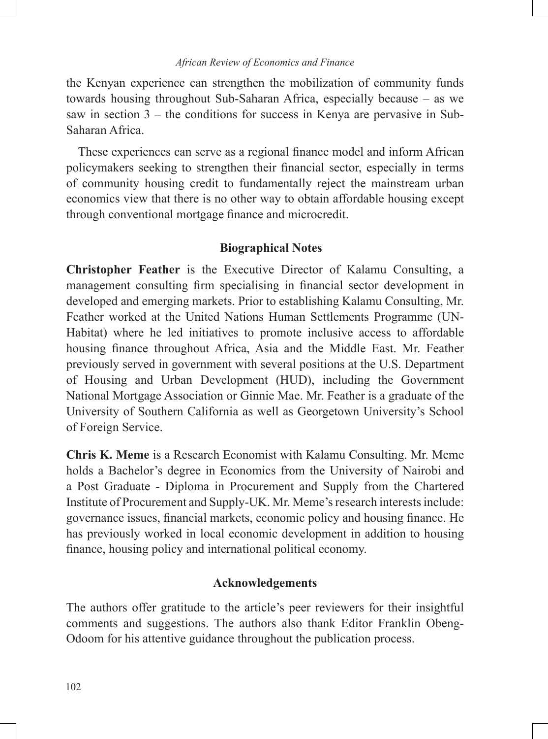the Kenyan experience can strengthen the mobilization of community funds towards housing throughout Sub-Saharan Africa, especially because – as we saw in section 3 – the conditions for success in Kenya are pervasive in Sub-Saharan Africa.

These experiences can serve as a regional finance model and inform African policymakers seeking to strengthen their financial sector, especially in terms of community housing credit to fundamentally reject the mainstream urban economics view that there is no other way to obtain affordable housing except through conventional mortgage finance and microcredit.

## Biographical Notes

**Christopher Feather** is the Executive Director of Kalamu Consulting, a management consulting firm specialising in financial sector development in developed and emerging markets. Prior to establishing Kalamu Consulting, Mr. Feather worked at the United Nations Human Settlements Programme (UN-Habitat) where he led initiatives to promote inclusive access to affordable housing finance throughout Africa, Asia and the Middle East. Mr. Feather previously served in government with several positions at the U.S. Department of Housing and Urban Development (HUD), including the Government National Mortgage Association or Ginnie Mae. Mr. Feather is a graduate of the University of Southern California as well as Georgetown University's School of Foreign Service.

**Chris K. Meme** is a Research Economist with Kalamu Consulting. Mr. Meme holds a Bachelor's degree in Economics from the University of Nairobi and a Post Graduate - Diploma in Procurement and Supply from the Chartered Institute of Procurement and Supply-UK. Mr. Meme's research interests include: governance issues, financial markets, economic policy and housing finance. He has previously worked in local economic development in addition to housing finance, housing policy and international political economy.

## Acknowledgements

The authors offer gratitude to the article's peer reviewers for their insightful comments and suggestions. The authors also thank Editor Franklin Obeng-Odoom for his attentive guidance throughout the publication process.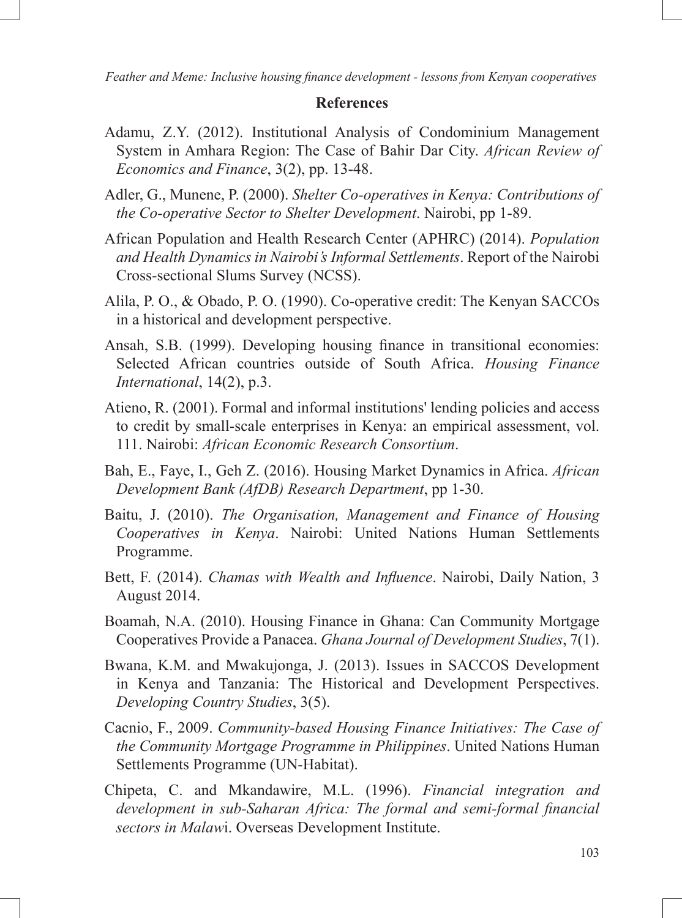## References

Adamu, Z.Y. (2012). Institutional Analysis of Condominium Management System in Amhara Region: The Case of Bahir Dar City. *African Review of Economics and Finance*, 3(2), pp. 13-48.

Adler, G., Munene, P. (2000). *Shelter Co-operatives in Kenya: Contributions of the Co-operative Sector to Shelter Development*. Nairobi, pp 1-89.

African Population and Health Research Center (APHRC) (2014). *Population and Health Dynamics in Nairobi's Informal Settlements*. Report of the Nairobi Cross-sectional Slums Survey (NCSS).

Alila, P. O., & Obado, P. O. (1990). Co-operative credit: The Kenyan SACCOs in a historical and development perspective.

Ansah, S.B. (1999). Developing housing finance in transitional economies: Selected African countries outside of South Africa. *Housing Finance International*, 14(2), p.3.

Atieno, R. (2001). Formal and informal institutions' lending policies and access to credit by small-scale enterprises in Kenya: an empirical assessment, vol. 111. Nairobi: *African Economic Research Consortium*.

Bah, E., Faye, I., Geh Z. (2016). Housing Market Dynamics in Africa. *African Development Bank (AfDB) Research Department*, pp 1-30.

Baitu, J. (2010). *The Organisation, Management and Finance of Housing Cooperatives in Kenya*. Nairobi: United Nations Human Settlements Programme.

Bett, F. (2014). *Chamas with Wealth and Influence*. Nairobi, Daily Nation, 3 August 2014.

Boamah, N.A. (2010). Housing Finance in Ghana: Can Community Mortgage Cooperatives Provide a Panacea. *Ghana Journal of Development Studies*, 7(1).

Bwana, K.M. and Mwakujonga, J. (2013). Issues in SACCOS Development in Kenya and Tanzania: The Historical and Development Perspectives. *Developing Country Studies*, 3(5).

Cacnio, F., 2009. *Community-based Housing Finance Initiatives: The Case of the Community Mortgage Programme in Philippines*. United Nations Human Settlements Programme (UN-Habitat).

Chipeta, C. and Mkandawire, M.L. (1996). *Financial integration and development in sub-Saharan Africa: The formal and semi-formal financial sectors in Malawi*. Overseas Development Institute.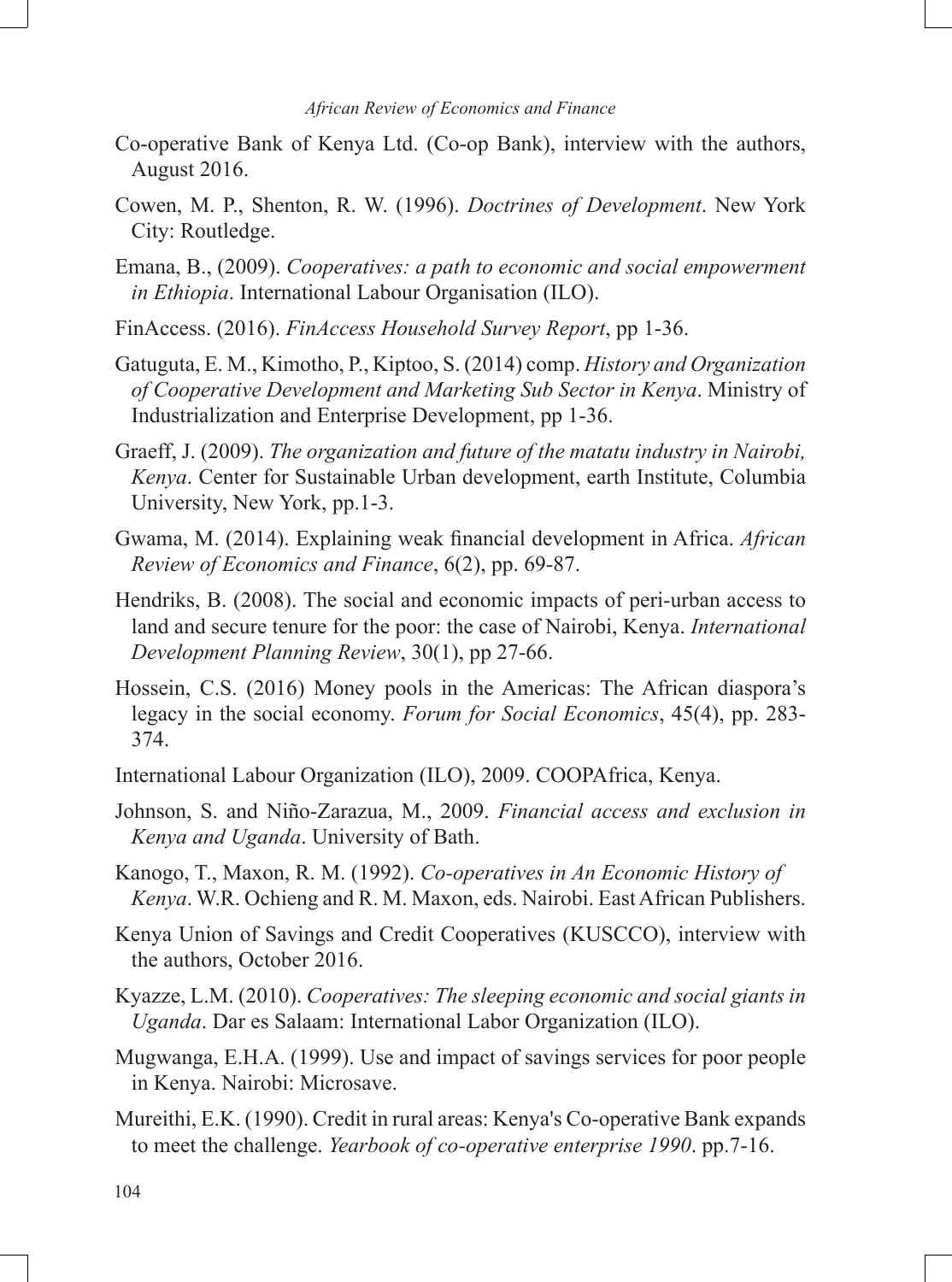Co-operative Bank of Kenya Ltd. (Co-op Bank), interview with the authors, August 2016.

Cowen, M. P., Shenton, R. W. (1996). *Doctrines of Development*. New York City: Routledge.

Emana, B., (2009). *Cooperatives: a path to economic and social empowerment in Ethiopia*. International Labour Organisation (ILO).

FinAccess. (2016). *FinAccess Household Survey Report*, pp 1-36.

Gatuguta, E. M., Kimotho, P., Kiptoo, S. (2014) comp. *History and Organization of Cooperative Development and Marketing Sub Sector in Kenya*. Ministry of Industrialization and Enterprise Development, pp 1-36.

Graeff, J. (2009). *The organization and future of the matatu industry in Nairobi, Kenya*. Center for Sustainable Urban development, earth Institute, Columbia University, New York, pp.1-3.

Gwama, M. (2014). Explaining weak financial development in Africa. *African Review of Economics and Finance*, 6(2), pp. 69-87.

Hendriks, B. (2008). The social and economic impacts of peri-urban access to land and secure tenure for the poor: the case of Nairobi, Kenya. *International Development Planning Review*, 30(1), pp 27-66.

Hossein, C.S. (2016) Money pools in the Americas: The African diaspora's legacy in the social economy. *Forum for Social Economics*, 45(4), pp. 283-374.

International Labour Organization (ILO), 2009. COOPAfrica, Kenya.

Johnson, S. and Niño-Zarazua, M., 2009. *Financial access and exclusion in Kenya and Uganda*. University of Bath.

Kanogo, T., Maxon, R. M. (1992). *Co-operatives in An Economic History of Kenya*. W.R. Ochieng and R. M. Maxon, eds. Nairobi. East African Publishers.

Kenya Union of Savings and Credit Cooperatives (KUSCCO), interview with the authors, October 2016.

Kyazze, L.M. (2010). *Cooperatives: The sleeping economic and social giants in Uganda*. Dar es Salaam: International Labor Organization (ILO).

Mugwanga, E.H.A. (1999). Use and impact of savings services for poor people in Kenya. Nairobi: Microsave.

Mureithi, E.K. (1990). Credit in rural areas: Kenya's Co-operative Bank expands to meet the challenge. *Yearbook of co-operative enterprise 1990*. pp.7-16.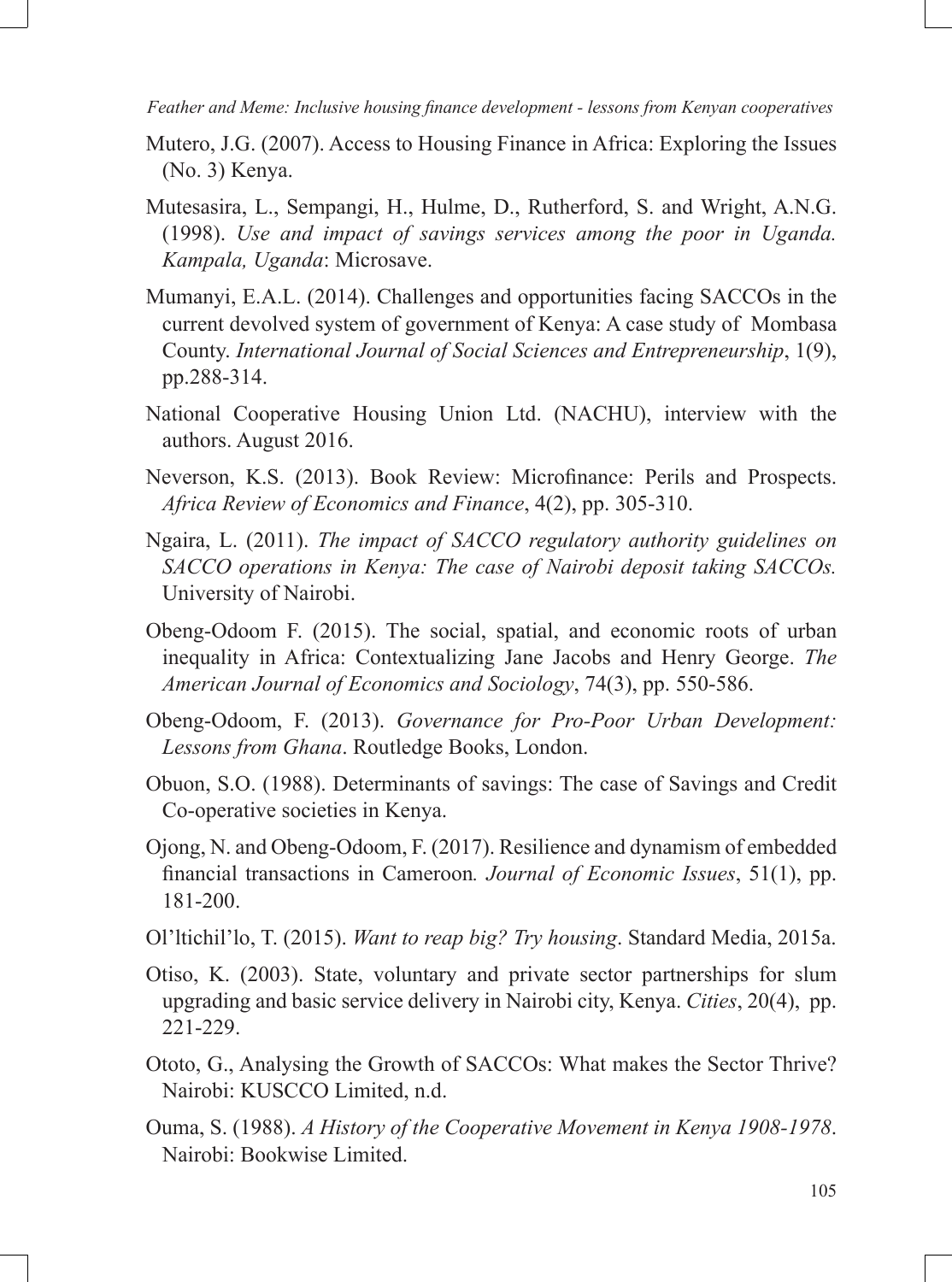Mutero, J.G. (2007). Access to Housing Finance in Africa: Exploring the Issues (No. 3) Kenya.

Mutesasira, L., Sempangi, H., Hulme, D., Rutherford, S. and Wright, A.N.G. (1998). *Use and impact of savings services among the poor in Uganda. Kampala, Uganda*: Microsave.

Mumanyi, E.A.L. (2014). Challenges and opportunities facing SACCOs in the current devolved system of government of Kenya: A case study of Mombasa County. *International Journal of Social Sciences and Entrepreneurship*, 1(9), pp.288-314.

National Cooperative Housing Union Ltd. (NACHU), interview with the authors. August 2016.

Neverson, K.S. (2013). Book Review: Microfinance: Perils and Prospects. *Africa Review of Economics and Finance*, 4(2), pp. 305-310.

Ngaira, L. (2011). *The impact of SACCO regulatory authority guidelines on SACCO operations in Kenya: The case of Nairobi deposit taking SACCOs.* University of Nairobi.

Obeng-Odoom F. (2015). The social, spatial, and economic roots of urban inequality in Africa: Contextualizing Jane Jacobs and Henry George. *The American Journal of Economics and Sociology*, 74(3), pp. 550-586.

Obeng-Odoom, F. (2013). *Governance for Pro-Poor Urban Development: Lessons from Ghana*. Routledge Books, London.

Obuon, S.O. (1988). Determinants of savings: The case of Savings and Credit Co-operative societies in Kenya.

Ojong, N. and Obeng-Odoom, F. (2017). Resilience and dynamism of embedded financial transactions in Cameroon*. Journal of Economic Issues*, 51(1), pp. 181-200.

Ol'ltichil'lo, T. (2015). *Want to reap big? Try housing*. Standard Media, 2015a.

Otiso, K. (2003). State, voluntary and private sector partnerships for slum upgrading and basic service delivery in Nairobi city, Kenya. *Cities*, 20(4), pp. 221-229.

Ototo, G., Analysing the Growth of SACCOs: What makes the Sector Thrive? Nairobi: KUSCCO Limited, n.d.

Ouma, S. (1988). *A History of the Cooperative Movement in Kenya 1908-1978*. Nairobi: Bookwise Limited.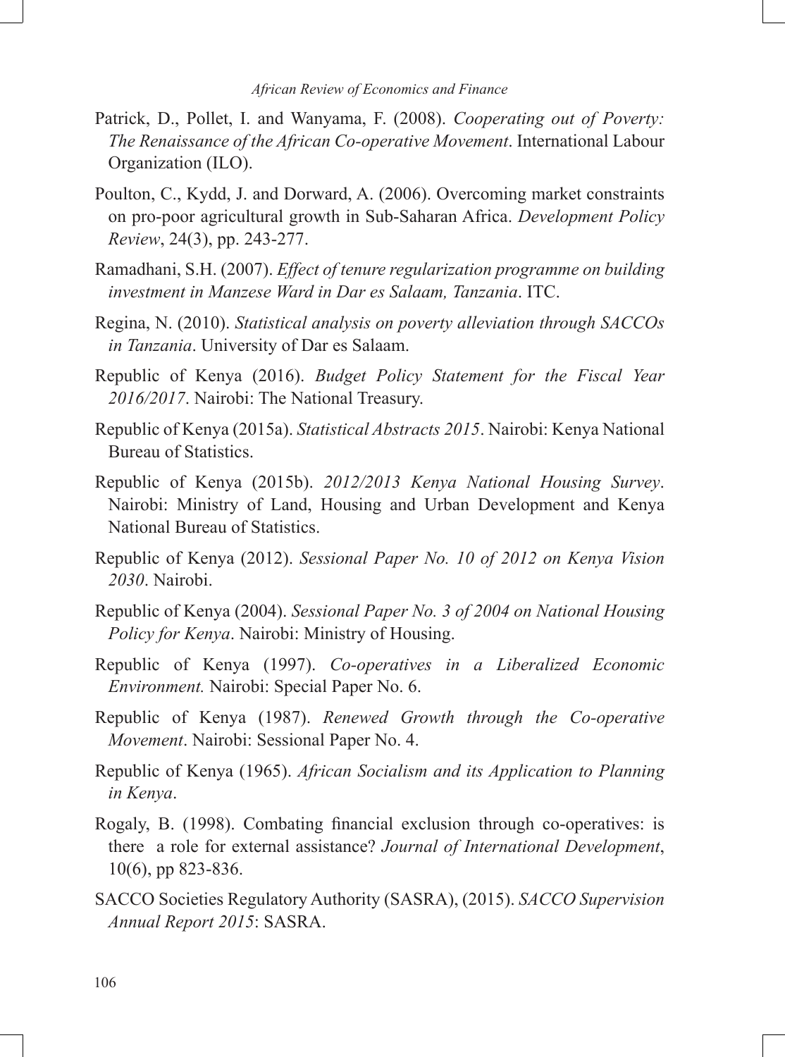Patrick, D., Pollet, I. and Wanyama, F. (2008). *Cooperating out of Poverty: The Renaissance of the African Co-operative Movement*. International Labour Organization (ILO).

Poulton, C., Kydd, J. and Dorward, A. (2006). Overcoming market constraints on pro-poor agricultural growth in Sub-Saharan Africa. *Development Policy Review*, 24(3), pp. 243-277.

Ramadhani, S.H. (2007). *Effect of tenure regularization programme on building investment in Manzese Ward in Dar es Salaam, Tanzania*. ITC.

Regina, N. (2010). *Statistical analysis on poverty alleviation through SACCOs in Tanzania*. University of Dar es Salaam.

Republic of Kenya (2016). *Budget Policy Statement for the Fiscal Year 2016/2017*. Nairobi: The National Treasury.

Republic of Kenya (2015a). *Statistical Abstracts 2015*. Nairobi: Kenya National Bureau of Statistics.

Republic of Kenya (2015b). *2012/2013 Kenya National Housing Survey*. Nairobi: Ministry of Land, Housing and Urban Development and Kenya National Bureau of Statistics.

Republic of Kenya (2012). *Sessional Paper No. 10 of 2012 on Kenya Vision 2030*. Nairobi.

Republic of Kenya (2004). *Sessional Paper No. 3 of 2004 on National Housing Policy for Kenya*. Nairobi: Ministry of Housing.

Republic of Kenya (1997). *Co-operatives in a Liberalized Economic Environment.* Nairobi: Special Paper No. 6.

Republic of Kenya (1987). *Renewed Growth through the Co-operative Movement*. Nairobi: Sessional Paper No. 4.

Republic of Kenya (1965). *African Socialism and its Application to Planning in Kenya*.

Rogaly, B. (1998). Combating financial exclusion through co-operatives: is there a role for external assistance? *Journal of International Development*, 10(6), pp 823-836.

SACCO Societies Regulatory Authority (SASRA), (2015). *SACCO Supervision Annual Report 2015*: SASRA.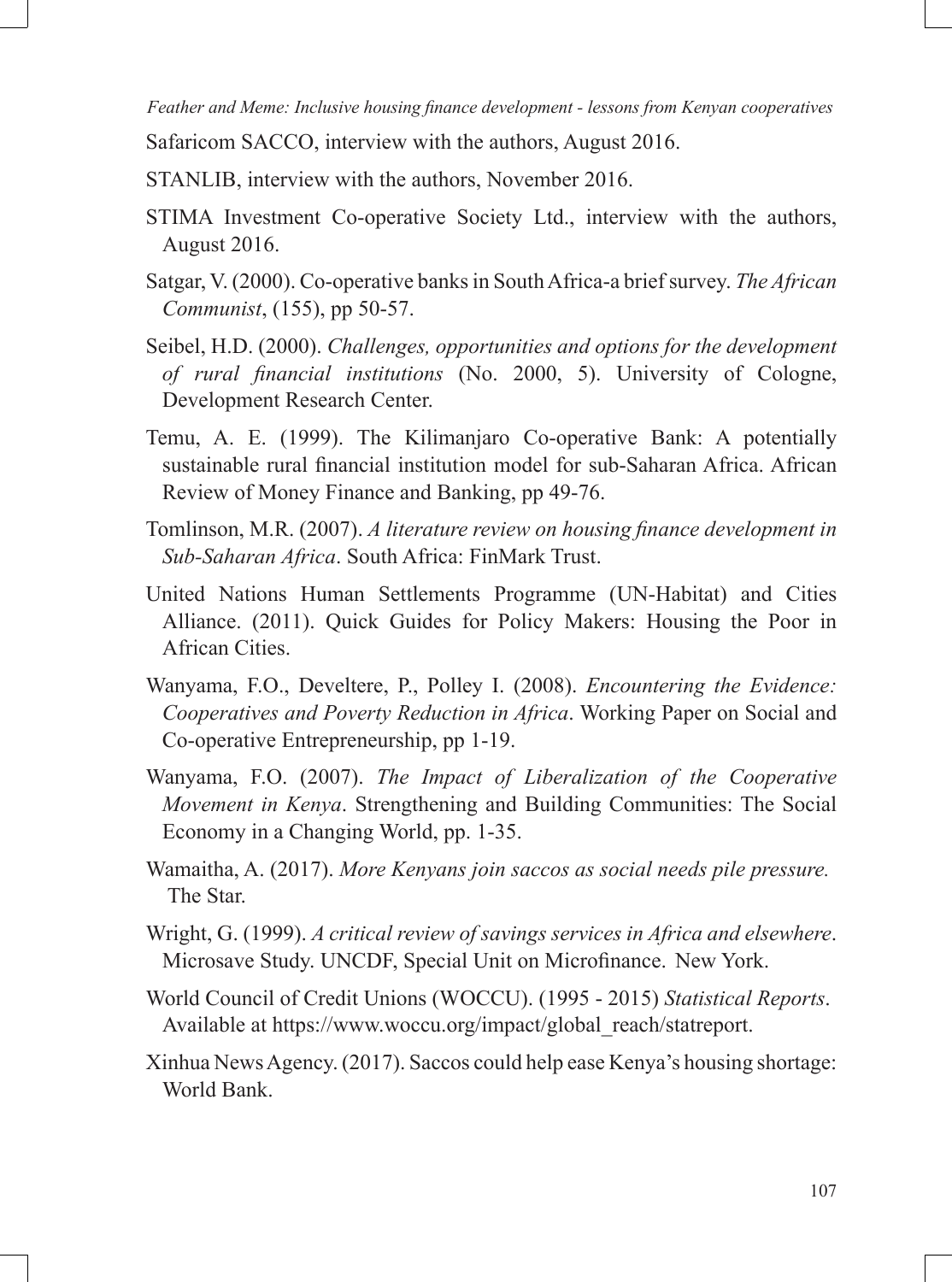Safaricom SACCO, interview with the authors, August 2016.

STANLIB, interview with the authors, November 2016.

STIMA Investment Co-operative Society Ltd., interview with the authors, August 2016.

Satgar, V. (2000). Co-operative banks in South Africa-a brief survey. *The African Communist*, (155), pp 50-57.

Seibel, H.D. (2000). *Challenges, opportunities and options for the development of rural financial institutions* (No. 2000, 5). University of Cologne, Development Research Center.

Temu, A. E. (1999). The Kilimanjaro Co-operative Bank: A potentially sustainable rural financial institution model for sub-Saharan Africa. African Review of Money Finance and Banking, pp 49-76.

Tomlinson, M.R. (2007). *A literature review on housing finance development in Sub-Saharan Africa*. South Africa: FinMark Trust.

United Nations Human Settlements Programme (UN-Habitat) and Cities Alliance. (2011). Quick Guides for Policy Makers: Housing the Poor in African Cities.

Wanyama, F.O., Develtere, P., Polley I. (2008). *Encountering the Evidence: Cooperatives and Poverty Reduction in Africa*. Working Paper on Social and Co-operative Entrepreneurship, pp 1-19.

Wanyama, F.O. (2007). *The Impact of Liberalization of the Cooperative Movement in Kenya*. Strengthening and Building Communities: The Social Economy in a Changing World, pp. 1-35.

Wamaitha, A. (2017). *More Kenyans join saccos as social needs pile pressure.* The Star.

Wright, G. (1999). *A critical review of savings services in Africa and elsewhere*. Microsave Study. UNCDF, Special Unit on Microfinance. New York.

World Council of Credit Unions (WOCCU). (1995 - 2015) *Statistical Reports*. Available at https://www.woccu.org/impact/global_reach/statreport.

Xinhua News Agency. (2017). Saccos could help ease Kenya's housing shortage: World Bank.